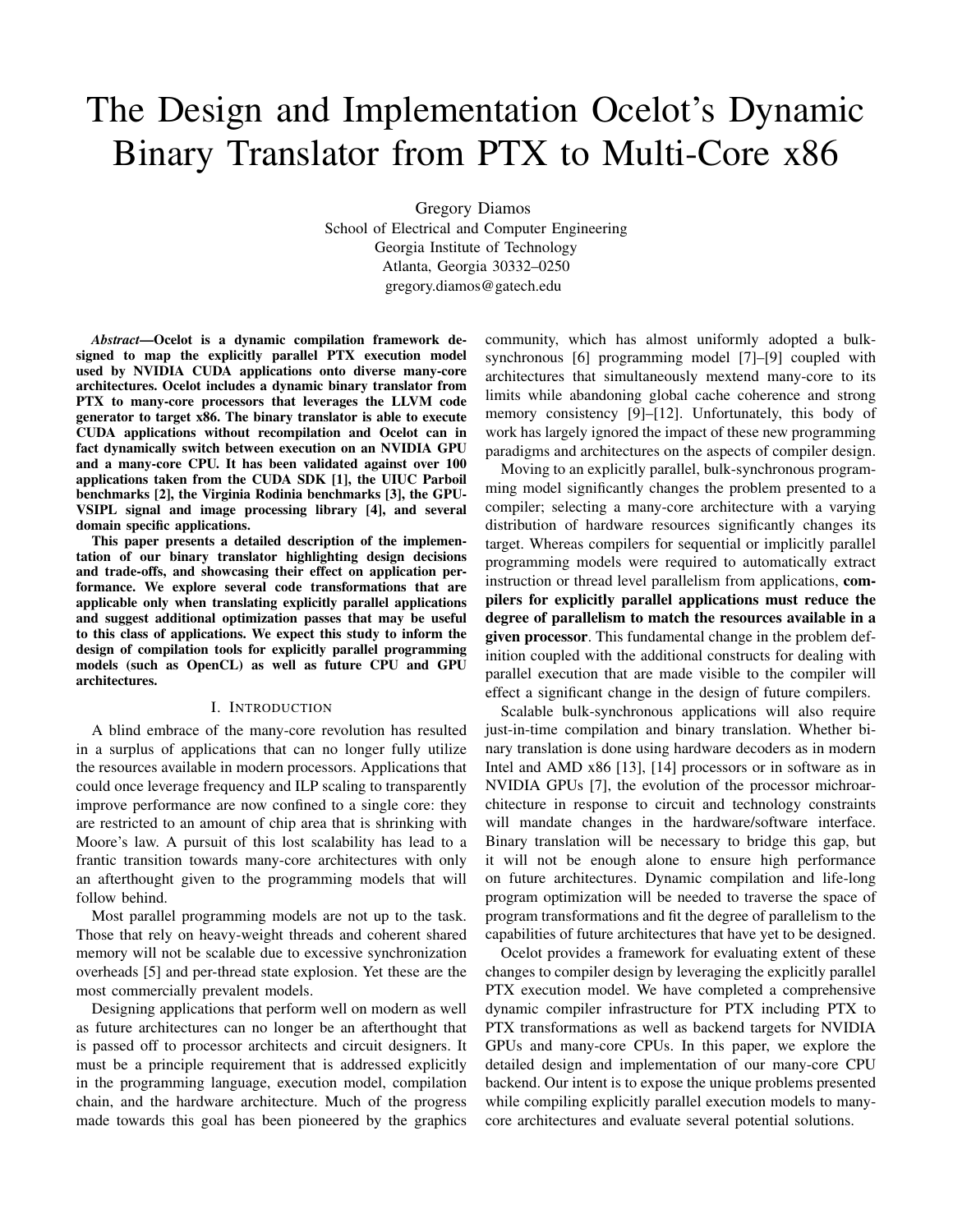# The Design and Implementation Ocelot's Dynamic Binary Translator from PTX to Multi-Core x86

Gregory Diamos
School of Electrical and Computer Engineering
Georgia Institute of Technology
Atlanta, Georgia 30332–0250
gregory.diamos@gatech.edu

***Abstract*—Ocelot is a dynamic compilation framework designed to map the explicitly parallel PTX execution model used by NVIDIA CUDA applications onto diverse many-core architectures. Ocelot includes a dynamic binary translator from PTX to many-core processors that leverages the LLVM code generator to target x86. The binary translator is able to execute CUDA applications without recompilation and Ocelot can in fact dynamically switch between execution on an NVIDIA GPU and a many-core CPU. It has been validated against over 100 applications taken from the CUDA SDK [1], the UIUC Parboil benchmarks [2], the Virginia Rodinia benchmarks [3], the GPU-VSIPL signal and image processing library [4], and several domain specific applications.**

**This paper presents a detailed description of the implementation of our binary translator highlighting design decisions and trade-offs, and showcasing their effect on application performance. We explore several code transformations that are applicable only when translating explicitly parallel applications and suggest additional optimization passes that may be useful to this class of applications. We expect this study to inform the design of compilation tools for explicitly parallel programming models (such as OpenCL) as well as future CPU and GPU architectures.**

## I. Introduction

A blind embrace of the many-core revolution has resulted in a surplus of applications that can no longer fully utilize the resources available in modern processors. Applications that could once leverage frequency and ILP scaling to transparently improve performance are now confined to a single core: they are restricted to an amount of chip area that is shrinking with Moore's law. A pursuit of this lost scalability has lead to a frantic transition towards many-core architectures with only an afterthought given to the programming models that will follow behind.

Most parallel programming models are not up to the task. Those that rely on heavy-weight threads and coherent shared memory will not be scalable due to excessive synchronization overheads [5] and per-thread state explosion. Yet these are the most commercially prevalent models.

Designing applications that perform well on modern as well as future architectures can no longer be an afterthought that is passed off to processor architects and circuit designers. It must be a principle requirement that is addressed explicitly in the programming language, execution model, compilation chain, and the hardware architecture. Much of the progress made towards this goal has been pioneered by the graphics community, which has almost uniformly adopted a bulk-synchronous [6] programming model [7]–[9] coupled with architectures that simultaneously mextend many-core to its limits while abandoning global cache coherence and strong memory consistency [9]–[12]. Unfortunately, this body of work has largely ignored the impact of these new programming paradigms and architectures on the aspects of compiler design.

Moving to an explicitly parallel, bulk-synchronous programming model significantly changes the problem presented to a compiler; selecting a many-core architecture with a varying distribution of hardware resources significantly changes its target. Whereas compilers for sequential or implicitly parallel programming models were required to automatically extract instruction or thread level parallelism from applications, **compilers for explicitly parallel applications must reduce the degree of parallelism to match the resources available in a given processor**. This fundamental change in the problem definition coupled with the additional constructs for dealing with parallel execution that are made visible to the compiler will effect a significant change in the design of future compilers.

Scalable bulk-synchronous applications will also require just-in-time compilation and binary translation. Whether binary translation is done using hardware decoders as in modern Intel and AMD x86 [13], [14] processors or in software as in NVIDIA GPUs [7], the evolution of the processor michroarchitecture in response to circuit and technology constraints will mandate changes in the hardware/software interface. Binary translation will be necessary to bridge this gap, but it will not be enough alone to ensure high performance on future architectures. Dynamic compilation and life-long program optimization will be needed to traverse the space of program transformations and fit the degree of parallelism to the capabilities of future architectures that have yet to be designed.

Ocelot provides a framework for evaluating extent of these changes to compiler design by leveraging the explicitly parallel PTX execution model. We have completed a comprehensive dynamic compiler infrastructure for PTX including PTX to PTX transformations as well as backend targets for NVIDIA GPUs and many-core CPUs. In this paper, we explore the detailed design and implementation of our many-core CPU backend. Our intent is to expose the unique problems presented while compiling explicitly parallel execution models to many-core architectures and evaluate several potential solutions.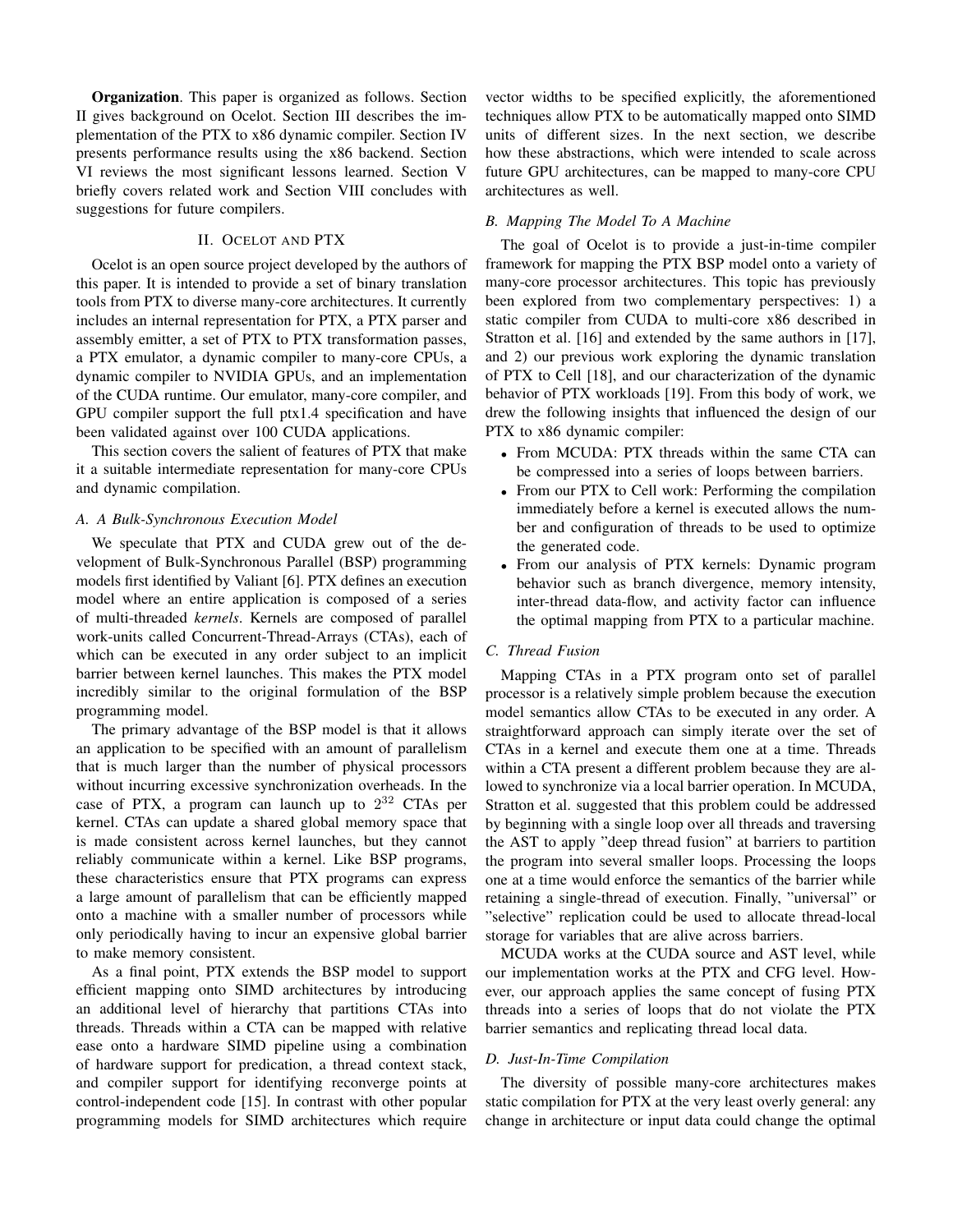**Organization**. This paper is organized as follows. Section II gives background on Ocelot. Section III describes the implementation of the PTX to x86 dynamic compiler. Section IV presents performance results using the x86 backend. Section VI reviews the most significant lessons learned. Section V briefly covers related work and Section VIII concludes with suggestions for future compilers.

## II. Ocelot and PTX

Ocelot is an open source project developed by the authors of this paper. It is intended to provide a set of binary translation tools from PTX to diverse many-core architectures. It currently includes an internal representation for PTX, a PTX parser and assembly emitter, a set of PTX to PTX transformation passes, a PTX emulator, a dynamic compiler to many-core CPUs, a dynamic compiler to NVIDIA GPUs, and an implementation of the CUDA runtime. Our emulator, many-core compiler, and GPU compiler support the full ptx1.4 specification and have been validated against over 100 CUDA applications.

This section covers the salient of features of PTX that make it a suitable intermediate representation for many-core CPUs and dynamic compilation.

### A. A Bulk-Synchronous Execution Model

We speculate that PTX and CUDA grew out of the development of Bulk-Synchronous Parallel (BSP) programming models first identified by Valiant [6]. PTX defines an execution model where an entire application is composed of a series of multi-threaded *kernels*. Kernels are composed of parallel work-units called Concurrent-Thread-Arrays (CTAs), each of which can be executed in any order subject to an implicit barrier between kernel launches. This makes the PTX model incredibly similar to the original formulation of the BSP programming model.

The primary advantage of the BSP model is that it allows an application to be specified with an amount of parallelism that is much larger than the number of physical processors without incurring excessive synchronization overheads. In the case of PTX, a program can launch up to $2^{32}$ CTAs per kernel. CTAs can update a shared global memory space that is made consistent across kernel launches, but they cannot reliably communicate within a kernel. Like BSP programs, these characteristics ensure that PTX programs can express a large amount of parallelism that can be efficiently mapped onto a machine with a smaller number of processors while only periodically having to incur an expensive global barrier to make memory consistent.

As a final point, PTX extends the BSP model to support efficient mapping onto SIMD architectures by introducing an additional level of hierarchy that partitions CTAs into threads. Threads within a CTA can be mapped with relative ease onto a hardware SIMD pipeline using a combination of hardware support for predication, a thread context stack, and compiler support for identifying reconverge points at control-independent code [15]. In contrast with other popular programming models for SIMD architectures which require vector widths to be specified explicitly, the aforementioned techniques allow PTX to be automatically mapped onto SIMD units of different sizes. In the next section, we describe how these abstractions, which were intended to scale across future GPU architectures, can be mapped to many-core CPU architectures as well.

### B. Mapping The Model To A Machine

The goal of Ocelot is to provide a just-in-time compiler framework for mapping the PTX BSP model onto a variety of many-core processor architectures. This topic has previously been explored from two complementary perspectives: 1) a static compiler from CUDA to multi-core x86 described in Stratton et al. [16] and extended by the same authors in [17], and 2) our previous work exploring the dynamic translation of PTX to Cell [18], and our characterization of the dynamic behavior of PTX workloads [19]. From this body of work, we drew the following insights that influenced the design of our PTX to x86 dynamic compiler:

- From MCUDA: PTX threads within the same CTA can be compressed into a series of loops between barriers.
- From our PTX to Cell work: Performing the compilation immediately before a kernel is executed allows the number and configuration of threads to be used to optimize the generated code.
- From our analysis of PTX kernels: Dynamic program behavior such as branch divergence, memory intensity, inter-thread data-flow, and activity factor can influence the optimal mapping from PTX to a particular machine.

### C. Thread Fusion

Mapping CTAs in a PTX program onto set of parallel processor is a relatively simple problem because the execution model semantics allow CTAs to be executed in any order. A straightforward approach can simply iterate over the set of CTAs in a kernel and execute them one at a time. Threads within a CTA present a different problem because they are allowed to synchronize via a local barrier operation. In MCUDA, Stratton et al. suggested that this problem could be addressed by beginning with a single loop over all threads and traversing the AST to apply "deep thread fusion" at barriers to partition the program into several smaller loops. Processing the loops one at a time would enforce the semantics of the barrier while retaining a single-thread of execution. Finally, "universal" or "selective" replication could be used to allocate thread-local storage for variables that are alive across barriers.

MCUDA works at the CUDA source and AST level, while our implementation works at the PTX and CFG level. However, our approach applies the same concept of fusing PTX threads into a series of loops that do not violate the PTX barrier semantics and replicating thread local data.

### D. Just-In-Time Compilation

The diversity of possible many-core architectures makes static compilation for PTX at the very least overly general: any change in architecture or input data could change the optimal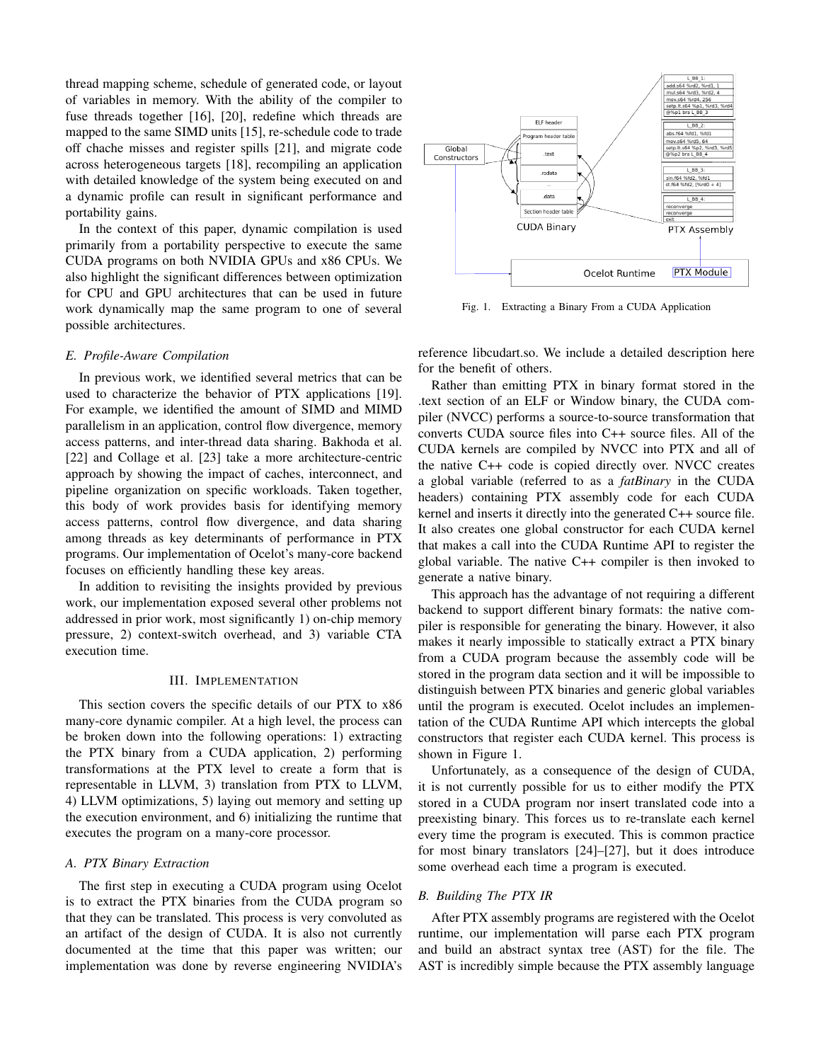thread mapping scheme, schedule of generated code, or layout of variables in memory. With the ability of the compiler to fuse threads together [16], [20], redefine which threads are mapped to the same SIMD units [15], re-schedule code to trade off chache misses and register spills [21], and migrate code across heterogeneous targets [18], recompiling an application with detailed knowledge of the system being executed on and a dynamic profile can result in significant performance and portability gains.

In the context of this paper, dynamic compilation is used primarily from a portability perspective to execute the same CUDA programs on both NVIDIA GPUs and x86 CPUs. We also highlight the significant differences between optimization for CPU and GPU architectures that can be used in future work dynamically map the same program to one of several possible architectures.

### *E. Profile-Aware Compilation*

In previous work, we identified several metrics that can be used to characterize the behavior of PTX applications [19]. For example, we identified the amount of SIMD and MIMD parallelism in an application, control flow divergence, memory access patterns, and inter-thread data sharing. Bakhoda et al. [22] and Collage et al. [23] take a more architecture-centric approach by showing the impact of caches, interconnect, and pipeline organization on specific workloads. Taken together, this body of work provides basis for identifying memory access patterns, control flow divergence, and data sharing among threads as key determinants of performance in PTX programs. Our implementation of Ocelot's many-core backend focuses on efficiently handling these key areas.

In addition to revisiting the insights provided by previous work, our implementation exposed several other problems not addressed in prior work, most significantly 1) on-chip memory pressure, 2) context-switch overhead, and 3) variable CTA execution time.

## III. Implementation

This section covers the specific details of our PTX to x86 many-core dynamic compiler. At a high level, the process can be broken down into the following operations: 1) extracting the PTX binary from a CUDA application, 2) performing transformations at the PTX level to create a form that is representable in LLVM, 3) translation from PTX to LLVM, 4) LLVM optimizations, 5) laying out memory and setting up the execution environment, and 6) initializing the runtime that executes the program on a many-core processor.

### *A. PTX Binary Extraction*

The first step in executing a CUDA program using Ocelot is to extract the PTX binaries from the CUDA program so that they can be translated. This process is very convoluted as an artifact of the design of CUDA. It is also not currently documented at the time that this paper was written; our implementation was done by reverse engineering NVIDIA's reference libcudart.so. We include a detailed description here for the benefit of others.

Fig. 1. Extracting a Binary From a CUDA Application

Rather than emitting PTX in binary format stored in the .text section of an ELF or Window binary, the CUDA compiler (NVCC) performs a source-to-source transformation that converts CUDA source files into C++ source files. All of the CUDA kernels are compiled by NVCC into PTX and all of the native C++ code is copied directly over. NVCC creates a global variable (referred to as a *fatBinary* in the CUDA headers) containing PTX assembly code for each CUDA kernel and inserts it directly into the generated C++ source file. It also creates one global constructor for each CUDA kernel that makes a call into the CUDA Runtime API to register the global variable. The native C++ compiler is then invoked to generate a native binary.

This approach has the advantage of not requiring a different backend to support different binary formats: the native compiler is responsible for generating the binary. However, it also makes it nearly impossible to statically extract a PTX binary from a CUDA program because the assembly code will be stored in the program data section and it will be impossible to distinguish between PTX binaries and generic global variables until the program is executed. Ocelot includes an implementation of the CUDA Runtime API which intercepts the global constructors that register each CUDA kernel. This process is shown in Figure 1.

Unfortunately, as a consequence of the design of CUDA, it is not currently possible for us to either modify the PTX stored in a CUDA program nor insert translated code into a preexisting binary. This forces us to re-translate each kernel every time the program is executed. This is common practice for most binary translators [24]–[27], but it does introduce some overhead each time a program is executed.

### *B. Building The PTX IR*

After PTX assembly programs are registered with the Ocelot runtime, our implementation will parse each PTX program and build an abstract syntax tree (AST) for the file. The AST is incredibly simple because the PTX assembly language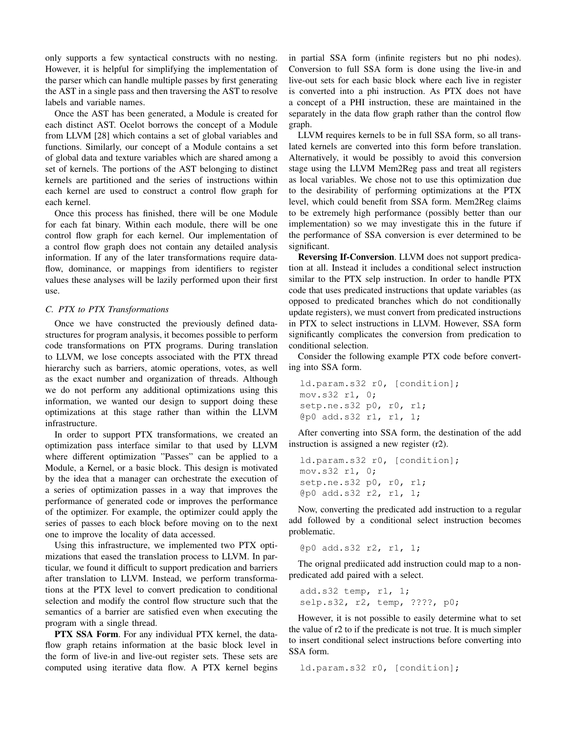only supports a few syntactical constructs with no nesting. However, it is helpful for simplifying the implementation of the parser which can handle multiple passes by first generating the AST in a single pass and then traversing the AST to resolve labels and variable names.

Once the AST has been generated, a Module is created for each distinct AST. Ocelot borrows the concept of a Module from LLVM [28] which contains a set of global variables and functions. Similarly, our concept of a Module contains a set of global data and texture variables which are shared among a set of kernels. The portions of the AST belonging to distinct kernels are partitioned and the series of instructions within each kernel are used to construct a control flow graph for each kernel.

Once this process has finished, there will be one Module for each fat binary. Within each module, there will be one control flow graph for each kernel. Our implementation of a control flow graph does not contain any detailed analysis information. If any of the later transformations require data-flow, dominance, or mappings from identifiers to register values these analyses will be lazily performed upon their first use.

### C. PTX to PTX Transformations

Once we have constructed the previously defined data-structures for program analysis, it becomes possible to perform code transformations on PTX programs. During translation to LLVM, we lose concepts associated with the PTX thread hierarchy such as barriers, atomic operations, votes, as well as the exact number and organization of threads. Although we do not perform any additional optimizations using this information, we wanted our design to support doing these optimizations at this stage rather than within the LLVM infrastructure.

In order to support PTX transformations, we created an optimization pass interface similar to that used by LLVM where different optimization "Passes" can be applied to a Module, a Kernel, or a basic block. This design is motivated by the idea that a manager can orchestrate the execution of a series of optimization passes in a way that improves the performance of generated code or improves the performance of the optimizer. For example, the optimizer could apply the series of passes to each block before moving on to the next one to improve the locality of data accessed.

Using this infrastructure, we implemented two PTX optimizations that eased the translation process to LLVM. In particular, we found it difficult to support predication and barriers after translation to LLVM. Instead, we perform transformations at the PTX level to convert predication to conditional selection and modify the control flow structure such that the semantics of a barrier are satisfied even when executing the program with a single thread.

**PTX SSA Form**. For any individual PTX kernel, the data-flow graph retains information at the basic block level in the form of live-in and live-out register sets. These sets are computed using iterative data flow. A PTX kernel begins in partial SSA form (infinite registers but no phi nodes). Conversion to full SSA form is done using the live-in and live-out sets for each basic block where each live in register is converted into a phi instruction. As PTX does not have a concept of a PHI instruction, these are maintained in the separately in the data flow graph rather than the control flow graph.

LLVM requires kernels to be in full SSA form, so all translated kernels are converted into this form before translation. Alternatively, it would be possibly to avoid this conversion stage using the LLVM Mem2Reg pass and treat all registers as local variables. We chose not to use this optimization due to the desirability of performing optimizations at the PTX level, which could benefit from SSA form. Mem2Reg claims to be extremely high performance (possibly better than our implementation) so we may investigate this in the future if the performance of SSA conversion is ever determined to be significant.

**Reversing If-Conversion**. LLVM does not support predication at all. Instead it includes a conditional select instruction similar to the PTX selp instruction. In order to handle PTX code that uses predicated instructions that update variables (as opposed to predicated branches which do not conditionally update registers), we must convert from predicated instructions in PTX to select instructions in LLVM. However, SSA form significantly complicates the conversion from predication to conditional selection.

Consider the following example PTX code before converting into SSA form.

```
ld.param.s32 r0, [condition];
mov.s32 r1, 0;
setp.ne.s32 p0, r0, r1;
@p0 add.s32 r1, r1, 1;
```

After converting into SSA form, the destination of the add instruction is assigned a new register (r2).

```
ld.param.s32 r0, [condition];
mov.s32 r1, 0;
setp.ne.s32 p0, r0, r1;
@p0 add.s32 r2, r1, 1;
```

Now, converting the predicated add instruction to a regular add followed by a conditional select instruction becomes problematic.

```
@p0 add.s32 r2, r1, 1;
```

The orignal prediicated add instruction could map to a non-predicated add paired with a select.

```
add.s32 temp, r1, 1;
selp.s32, r2, temp, ????, p0;
```

However, it is not possible to easily determine what to set the value of r2 to if the predicate is not true. It is much simpler to insert conditional select instructions before converting into SSA form.

```
ld.param.s32 r0, [condition];
```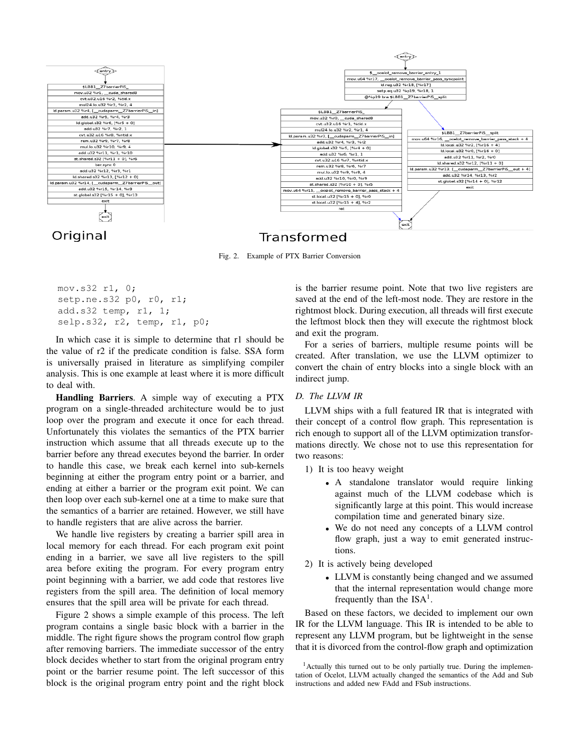Fig. 2. Example of PTX Barrier Conversion

```
mov.s32 r1, 0;
setp.ne.s32 p0, r0, r1;
add.s32 temp, r1, 1;
selp.s32, r2, temp, r1, p0;
```

In which case it is simple to determine that r1 should be the value of r2 if the predicate condition is false. SSA form is universally praised in literature as simplifying compiler analysis. This is one example at least where it is more difficult to deal with.

**Handling Barriers**. A simple way of executing a PTX program on a single-threaded architecture would be to just loop over the program and execute it once for each thread. Unfortunately this violates the semantics of the PTX barrier instruction which assume that all threads execute up to the barrier before any thread executes beyond the barrier. In order to handle this case, we break each kernel into sub-kernels beginning at either the program entry point or a barrier, and ending at either a barrier or the program exit point. We can then loop over each sub-kernel one at a time to make sure that the semantics of a barrier are retained. However, we still have to handle registers that are alive across the barrier.

We handle live registers by creating a barrier spill area in local memory for each thread. For each program exit point ending in a barrier, we save all live registers to the spill area before exiting the program. For every program entry point beginning with a barrier, we add code that restores live registers from the spill area. The definition of local memory ensures that the spill area will be private for each thread.

Figure 2 shows a simple example of this process. The left program contains a single basic block with a barrier in the middle. The right figure shows the program control flow graph after removing barriers. The immediate successor of the entry block decides whether to start from the original program entry point or the barrier resume point. The left successor of this block is the original program entry point and the right block is the barrier resume point. Note that two live registers are saved at the end of the left-most node. They are restore in the rightmost block. During execution, all threads will first execute the leftmost block then they will execute the rightmost block and exit the program.

For a series of barriers, multiple resume points will be created. After translation, we use the LLVM optimizer to convert the chain of entry blocks into a single block with an indirect jump.

### D. The LLVM IR

LLVM ships with a full featured IR that is integrated with their concept of a control flow graph. This representation is rich enough to support all of the LLVM optimization transformations directly. We chose not to use this representation for two reasons:

1) It is too heavy weight
   - A standalone translator would require linking against much of the LLVM codebase which is significantly large at this point. This would increase compilation time and generated binary size.
   - We do not need any concepts of a LLVM control flow graph, just a way to emit generated instructions.
2) It is actively being developed
   - LLVM is constantly being changed and we assumed that the internal representation would change more frequently than the ISA[1].

Based on these factors, we decided to implement our own IR for the LLVM language. This IR is intended to be able to represent any LLVM program, but be lightweight in the sense that it is divorced from the control-flow graph and optimization

[1] Actually this turned out to be only partially true. During the implementation of Ocelot, LLVM actually changed the semantics of the Add and Sub instructions and added new FAdd and FSub instructions.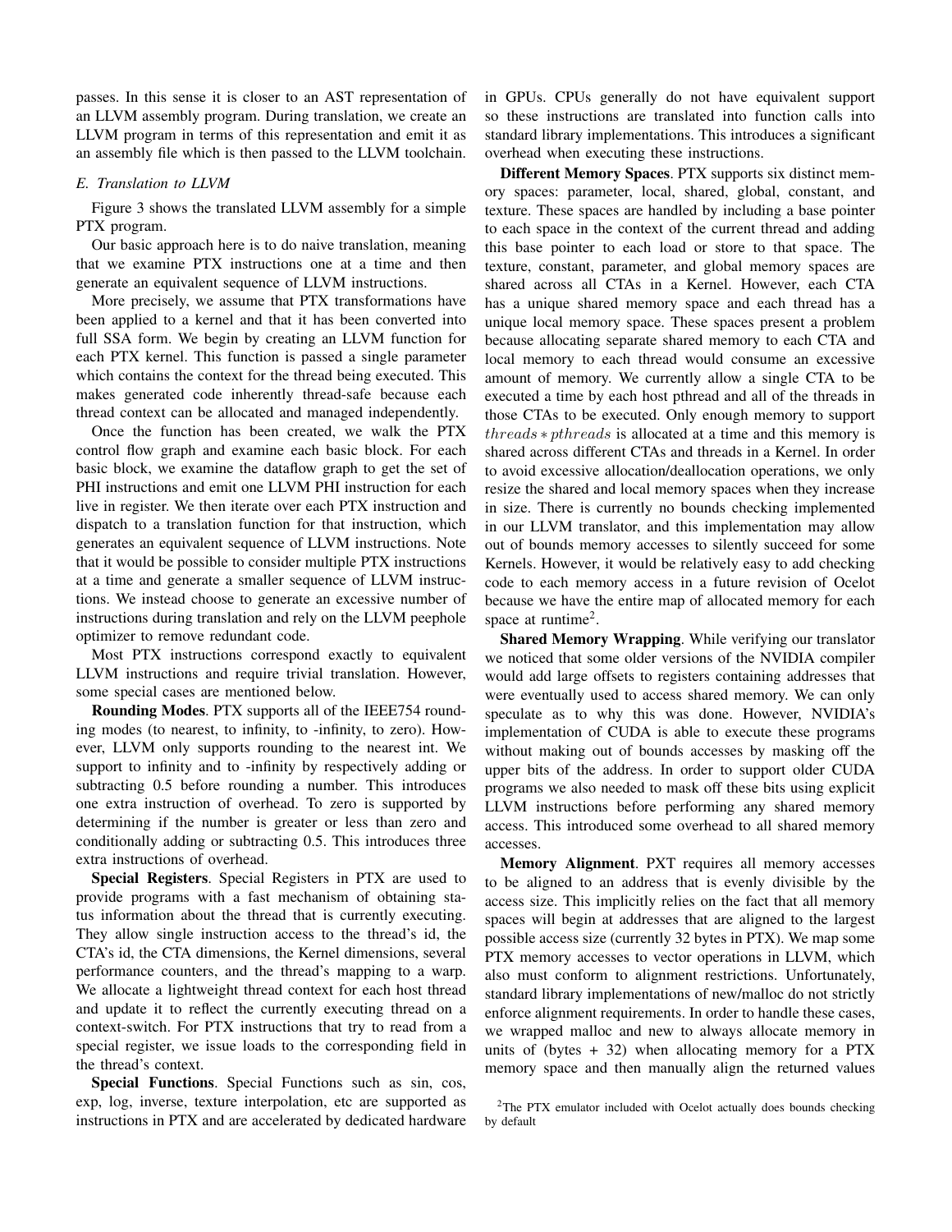passes. In this sense it is closer to an AST representation of an LLVM assembly program. During translation, we create an LLVM program in terms of this representation and emit it as an assembly file which is then passed to the LLVM toolchain.

### E. Translation to LLVM

Figure 3 shows the translated LLVM assembly for a simple PTX program.

Our basic approach here is to do naive translation, meaning that we examine PTX instructions one at a time and then generate an equivalent sequence of LLVM instructions.

More precisely, we assume that PTX transformations have been applied to a kernel and that it has been converted into full SSA form. We begin by creating an LLVM function for each PTX kernel. This function is passed a single parameter which contains the context for the thread being executed. This makes generated code inherently thread-safe because each thread context can be allocated and managed independently.

Once the function has been created, we walk the PTX control flow graph and examine each basic block. For each basic block, we examine the dataflow graph to get the set of PHI instructions and emit one LLVM PHI instruction for each live in register. We then iterate over each PTX instruction and dispatch to a translation function for that instruction, which generates an equivalent sequence of LLVM instructions. Note that it would be possible to consider multiple PTX instructions at a time and generate a smaller sequence of LLVM instructions. We instead choose to generate an excessive number of instructions during translation and rely on the LLVM peephole optimizer to remove redundant code.

Most PTX instructions correspond exactly to equivalent LLVM instructions and require trivial translation. However, some special cases are mentioned below.

**Rounding Modes**. PTX supports all of the IEEE754 rounding modes (to nearest, to infinity, to -infinity, to zero). However, LLVM only supports rounding to the nearest int. We support to infinity and to -infinity by respectively adding or subtracting 0.5 before rounding a number. This introduces one extra instruction of overhead. To zero is supported by determining if the number is greater or less than zero and conditionally adding or subtracting 0.5. This introduces three extra instructions of overhead.

**Special Registers**. Special Registers in PTX are used to provide programs with a fast mechanism of obtaining status information about the thread that is currently executing. They allow single instruction access to the thread's id, the CTA's id, the CTA dimensions, the Kernel dimensions, several performance counters, and the thread's mapping to a warp. We allocate a lightweight thread context for each host thread and update it to reflect the currently executing thread on a context-switch. For PTX instructions that try to read from a special register, we issue loads to the corresponding field in the thread's context.

**Special Functions**. Special Functions such as sin, cos, exp, log, inverse, texture interpolation, etc are supported as instructions in PTX and are accelerated by dedicated hardware in GPUs. CPUs generally do not have equivalent support so these instructions are translated into function calls into standard library implementations. This introduces a significant overhead when executing these instructions.

**Different Memory Spaces**. PTX supports six distinct memory spaces: parameter, local, shared, global, constant, and texture. These spaces are handled by including a base pointer to each space in the context of the current thread and adding this base pointer to each load or store to that space. The texture, constant, parameter, and global memory spaces are shared across all CTAs in a Kernel. However, each CTA has a unique shared memory space and each thread has a unique local memory space. These spaces present a problem because allocating separate shared memory to each CTA and local memory to each thread would consume an excessive amount of memory. We currently allow a single CTA to be executed a time by each host pthread and all of the threads in those CTAs to be executed. Only enough memory to support $threads * pthreads$ is allocated at a time and this memory is shared across different CTAs and threads in a Kernel. In order to avoid excessive allocation/deallocation operations, we only resize the shared and local memory spaces when they increase in size. There is currently no bounds checking implemented in our LLVM translator, and this implementation may allow out of bounds memory accesses to silently succeed for some Kernels. However, it would be relatively easy to add checking code to each memory access in a future revision of Ocelot because we have the entire map of allocated memory for each space at runtime[2].

**Shared Memory Wrapping**. While verifying our translator we noticed that some older versions of the NVIDIA compiler would add large offsets to registers containing addresses that were eventually used to access shared memory. We can only speculate as to why this was done. However, NVIDIA's implementation of CUDA is able to execute these programs without making out of bounds accesses by masking off the upper bits of the address. In order to support older CUDA programs we also needed to mask off these bits using explicit LLVM instructions before performing any shared memory access. This introduced some overhead to all shared memory accesses.

**Memory Alignment**. PXT requires all memory accesses to be aligned to an address that is evenly divisible by the access size. This implicitly relies on the fact that all memory spaces will begin at addresses that are aligned to the largest possible access size (currently 32 bytes in PTX). We map some PTX memory accesses to vector operations in LLVM, which also must conform to alignment restrictions. Unfortunately, standard library implementations of new/malloc do not strictly enforce alignment requirements. In order to handle these cases, we wrapped malloc and new to always allocate memory in units of (bytes + 32) when allocating memory for a PTX memory space and then manually align the returned values

[2] The PTX emulator included with Ocelot actually does bounds checking by default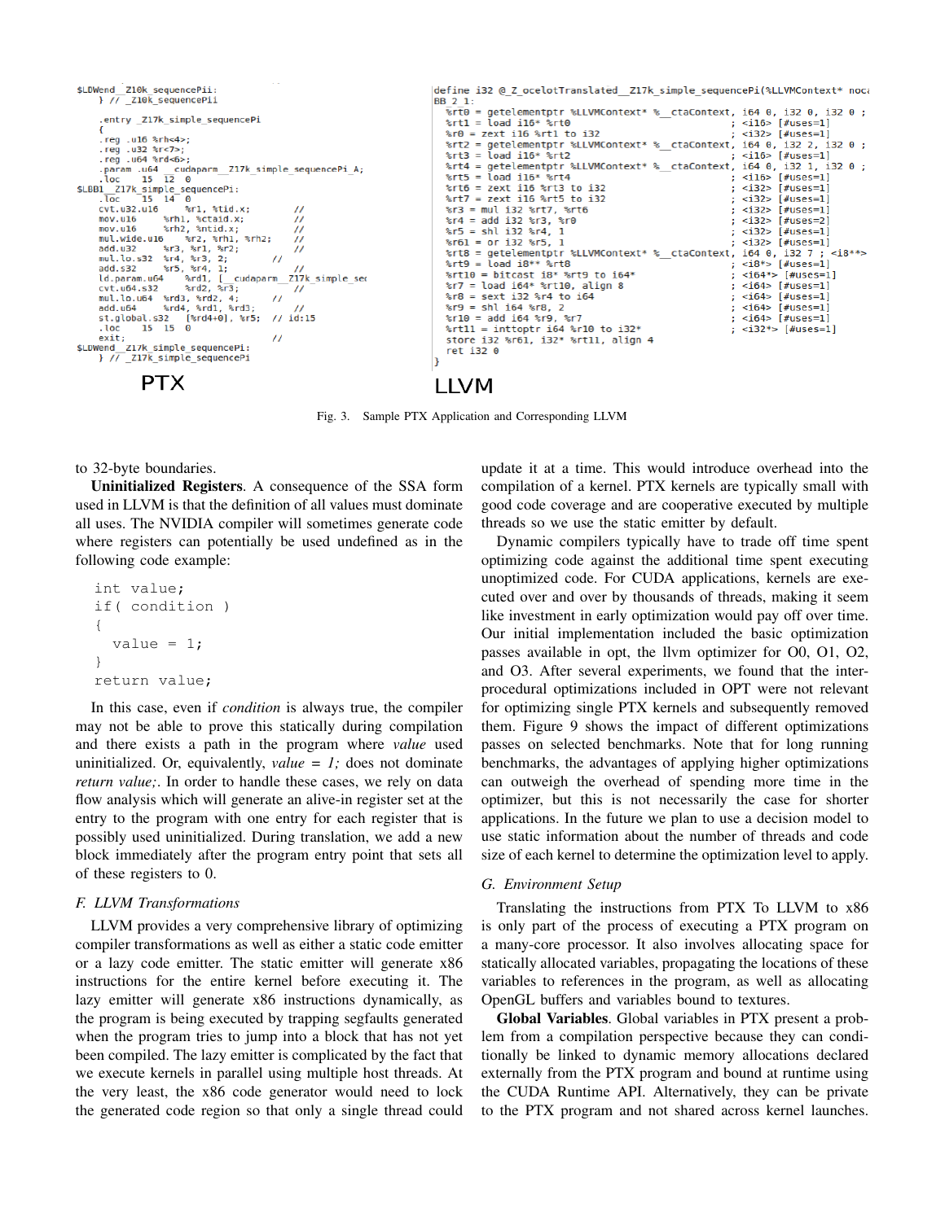```
$LDWend__Z10k_sequencePii:
    } // _Z10k_sequencePii

    .entry _Z17k_simple_sequencePi
    {
    .reg .u16 %rh<4>;
    .reg .u32 %r<7>;
    .reg .u64 %rd<6>;
    .param .u64 __cudaparm__Z17k_simple_sequencePi_A;
    .loc    15  12  0
$LBB1__Z17k_simple_sequencePi:
    .loc    15  14  0
    cvt.u32.u16     %r1, %tid.x;        //
    mov.u16     %rh1, %ctaid.x;         //
    mov.u16     %rh2, %ntid.x;          //
    mul.wide.u16    %r2, %rh1, %rh2;    //
    add.u32     %r3, %r1, %r2;          //
    mul.lo.s32  %r4, %r3, 2;        //
    add.s32     %r5, %r4, 1;            //
    ld.param.u64    %rd1, [__cudaparm__Z17k_simple_sec
    cvt.u64.s32     %rd2, %r3;          //
    mul.lo.u64  %rd3, %rd2, 4;      //
    add.u64     %rd4, %rd1, %rd3;       //
    st.global.s32   [%rd4+0], %r5;  // id:15
    .loc    15  15  0
    exit;                       //
$LDWend__Z17k_simple_sequencePi:
    } // _Z17k_simple_sequencePi
```

PTX

```
define i32 @_Z_ocelotTranslated__Z17k_simple_sequencePi(%LLVMContext* noca
BB_2_1:
  %rt0 = getelementptr %LLVMContext* %__ctaContext, i64 0, i32 0, i32 0 ;
  %rt1 = load i16* %rt0                           ; <i16> [#uses=1]
  %r0 = zext i16 %rt1 to i32                      ; <i32> [#uses=1]
  %rt2 = getelementptr %LLVMContext* %__ctaContext, i64 0, i32 2, i32 0 ;
  %rt3 = load i16* %rt2                           ; <i16> [#uses=1]
  %rt4 = getelementptr %LLVMContext* %__ctaContext, i64 0, i32 1, i32 0 ;
  %rt5 = load i16* %rt4                           ; <i16> [#uses=1]
  %rt6 = zext i16 %rt3 to i32                     ; <i32> [#uses=1]
  %rt7 = zext i16 %rt5 to i32                     ; <i32> [#uses=1]
  %r3 = mul i32 %rt7, %rt6                        ; <i32> [#uses=1]
  %r4 = add i32 %r3, %r0                          ; <i32> [#uses=2]
  %r5 = shl i32 %r4, 1                            ; <i32> [#uses=1]
  %r61 = or i32 %r5, 1                            ; <i32> [#uses=1]
  %rt8 = getelementptr %LLVMContext* %__ctaContext, i64 0, i32 7 ; <i8**>
  %rt9 = load i8** %rt8                           ; <i8*> [#uses=1]
  %rt10 = bitcast i8* %rt9 to i64*                ; <i64*> [#uses=1]
  %r7 = load i64* %rt10, align 8                  ; <i64> [#uses=1]
  %r8 = sext i32 %r4 to i64                       ; <i64> [#uses=1]
  %r9 = shl i64 %r8, 2                            ; <i64> [#uses=1]
  %r10 = add i64 %r9, %r7                         ; <i64> [#uses=1]
  %rt11 = inttoptr i64 %r10 to i32*               ; <i32*> [#uses=1]
  store i32 %r61, i32* %rt11, align 4
  ret i32 0
}
```

LLVM

Fig. 3. Sample PTX Application and Corresponding LLVM

to 32-byte boundaries.

**Uninitialized Registers**. A consequence of the SSA form used in LLVM is that the definition of all values must dominate all uses. The NVIDIA compiler will sometimes generate code where registers can potentially be used undefined as in the following code example:

```
int value;
if( condition )
{
  value = 1;
}
return value;
```

In this case, even if *condition* is always true, the compiler may not be able to prove this statically during compilation and there exists a path in the program where *value* used uninitialized. Or, equivalently, *value = 1;* does not dominate *return value;*. In order to handle these cases, we rely on data flow analysis which will generate an alive-in register set at the entry to the program with one entry for each register that is possibly used uninitialized. During translation, we add a new block immediately after the program entry point that sets all of these registers to 0.

### F. LLVM Transformations

LLVM provides a very comprehensive library of optimizing compiler transformations as well as either a static code emitter or a lazy code emitter. The static emitter will generate x86 instructions for the entire kernel before executing it. The lazy emitter will generate x86 instructions dynamically, as the program is being executed by trapping segfaults generated when the program tries to jump into a block that has not yet been compiled. The lazy emitter is complicated by the fact that we execute kernels in parallel using multiple host threads. At the very least, the x86 code generator would need to lock the generated code region so that only a single thread could update it at a time. This would introduce overhead into the compilation of a kernel. PTX kernels are typically small with good code coverage and are cooperative executed by multiple threads so we use the static emitter by default.

Dynamic compilers typically have to trade off time spent optimizing code against the additional time spent executing unoptimized code. For CUDA applications, kernels are executed over and over by thousands of threads, making it seem like investment in early optimization would pay off over time. Our initial implementation included the basic optimization passes available in opt, the llvm optimizer for O0, O1, O2, and O3. After several experiments, we found that the interprocedural optimizations included in OPT were not relevant for optimizing single PTX kernels and subsequently removed them. Figure 9 shows the impact of different optimizations passes on selected benchmarks. Note that for long running benchmarks, the advantages of applying higher optimizations can outweigh the overhead of spending more time in the optimizer, but this is not necessarily the case for shorter applications. In the future we plan to use a decision model to use static information about the number of threads and code size of each kernel to determine the optimization level to apply.

### G. Environment Setup

Translating the instructions from PTX To LLVM to x86 is only part of the process of executing a PTX program on a many-core processor. It also involves allocating space for statically allocated variables, propagating the locations of these variables to references in the program, as well as allocating OpenGL buffers and variables bound to textures.

**Global Variables**. Global variables in PTX present a problem from a compilation perspective because they can conditionally be linked to dynamic memory allocations declared externally from the PTX program and bound at runtime using the CUDA Runtime API. Alternatively, they can be private to the PTX program and not shared across kernel launches.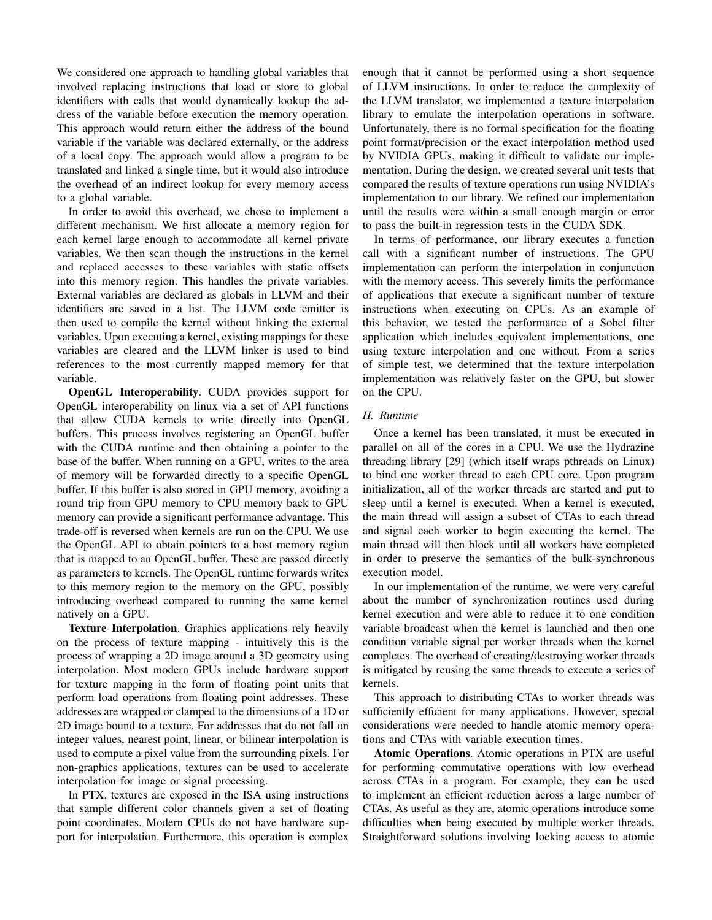We considered one approach to handling global variables that involved replacing instructions that load or store to global identifiers with calls that would dynamically lookup the address of the variable before execution the memory operation. This approach would return either the address of the bound variable if the variable was declared externally, or the address of a local copy. The approach would allow a program to be translated and linked a single time, but it would also introduce the overhead of an indirect lookup for every memory access to a global variable.

In order to avoid this overhead, we chose to implement a different mechanism. We first allocate a memory region for each kernel large enough to accommodate all kernel private variables. We then scan though the instructions in the kernel and replaced accesses to these variables with static offsets into this memory region. This handles the private variables. External variables are declared as globals in LLVM and their identifiers are saved in a list. The LLVM code emitter is then used to compile the kernel without linking the external variables. Upon executing a kernel, existing mappings for these variables are cleared and the LLVM linker is used to bind references to the most currently mapped memory for that variable.

**OpenGL Interoperability**. CUDA provides support for OpenGL interoperability on linux via a set of API functions that allow CUDA kernels to write directly into OpenGL buffers. This process involves registering an OpenGL buffer with the CUDA runtime and then obtaining a pointer to the base of the buffer. When running on a GPU, writes to the area of memory will be forwarded directly to a specific OpenGL buffer. If this buffer is also stored in GPU memory, avoiding a round trip from GPU memory to CPU memory back to GPU memory can provide a significant performance advantage. This trade-off is reversed when kernels are run on the CPU. We use the OpenGL API to obtain pointers to a host memory region that is mapped to an OpenGL buffer. These are passed directly as parameters to kernels. The OpenGL runtime forwards writes to this memory region to the memory on the GPU, possibly introducing overhead compared to running the same kernel natively on a GPU.

**Texture Interpolation**. Graphics applications rely heavily on the process of texture mapping - intuitively this is the process of wrapping a 2D image around a 3D geometry using interpolation. Most modern GPUs include hardware support for texture mapping in the form of floating point units that perform load operations from floating point addresses. These addresses are wrapped or clamped to the dimensions of a 1D or 2D image bound to a texture. For addresses that do not fall on integer values, nearest point, linear, or bilinear interpolation is used to compute a pixel value from the surrounding pixels. For non-graphics applications, textures can be used to accelerate interpolation for image or signal processing.

In PTX, textures are exposed in the ISA using instructions that sample different color channels given a set of floating point coordinates. Modern CPUs do not have hardware support for interpolation. Furthermore, this operation is complex enough that it cannot be performed using a short sequence of LLVM instructions. In order to reduce the complexity of the LLVM translator, we implemented a texture interpolation library to emulate the interpolation operations in software. Unfortunately, there is no formal specification for the floating point format/precision or the exact interpolation method used by NVIDIA GPUs, making it difficult to validate our implementation. During the design, we created several unit tests that compared the results of texture operations run using NVIDIA's implementation to our library. We refined our implementation until the results were within a small enough margin or error to pass the built-in regression tests in the CUDA SDK.

In terms of performance, our library executes a function call with a significant number of instructions. The GPU implementation can perform the interpolation in conjunction with the memory access. This severely limits the performance of applications that execute a significant number of texture instructions when executing on CPUs. As an example of this behavior, we tested the performance of a Sobel filter application which includes equivalent implementations, one using texture interpolation and one without. From a series of simple test, we determined that the texture interpolation implementation was relatively faster on the GPU, but slower on the CPU.

### *H. Runtime*

Once a kernel has been translated, it must be executed in parallel on all of the cores in a CPU. We use the Hydrazine threading library [29] (which itself wraps pthreads on Linux) to bind one worker thread to each CPU core. Upon program initialization, all of the worker threads are started and put to sleep until a kernel is executed. When a kernel is executed, the main thread will assign a subset of CTAs to each thread and signal each worker to begin executing the kernel. The main thread will then block until all workers have completed in order to preserve the semantics of the bulk-synchronous execution model.

In our implementation of the runtime, we were very careful about the number of synchronization routines used during kernel execution and were able to reduce it to one condition variable broadcast when the kernel is launched and then one condition variable signal per worker threads when the kernel completes. The overhead of creating/destroying worker threads is mitigated by reusing the same threads to execute a series of kernels.

This approach to distributing CTAs to worker threads was sufficiently efficient for many applications. However, special considerations were needed to handle atomic memory operations and CTAs with variable execution times.

**Atomic Operations**. Atomic operations in PTX are useful for performing commutative operations with low overhead across CTAs in a program. For example, they can be used to implement an efficient reduction across a large number of CTAs. As useful as they are, atomic operations introduce some difficulties when being executed by multiple worker threads. Straightforward solutions involving locking access to atomic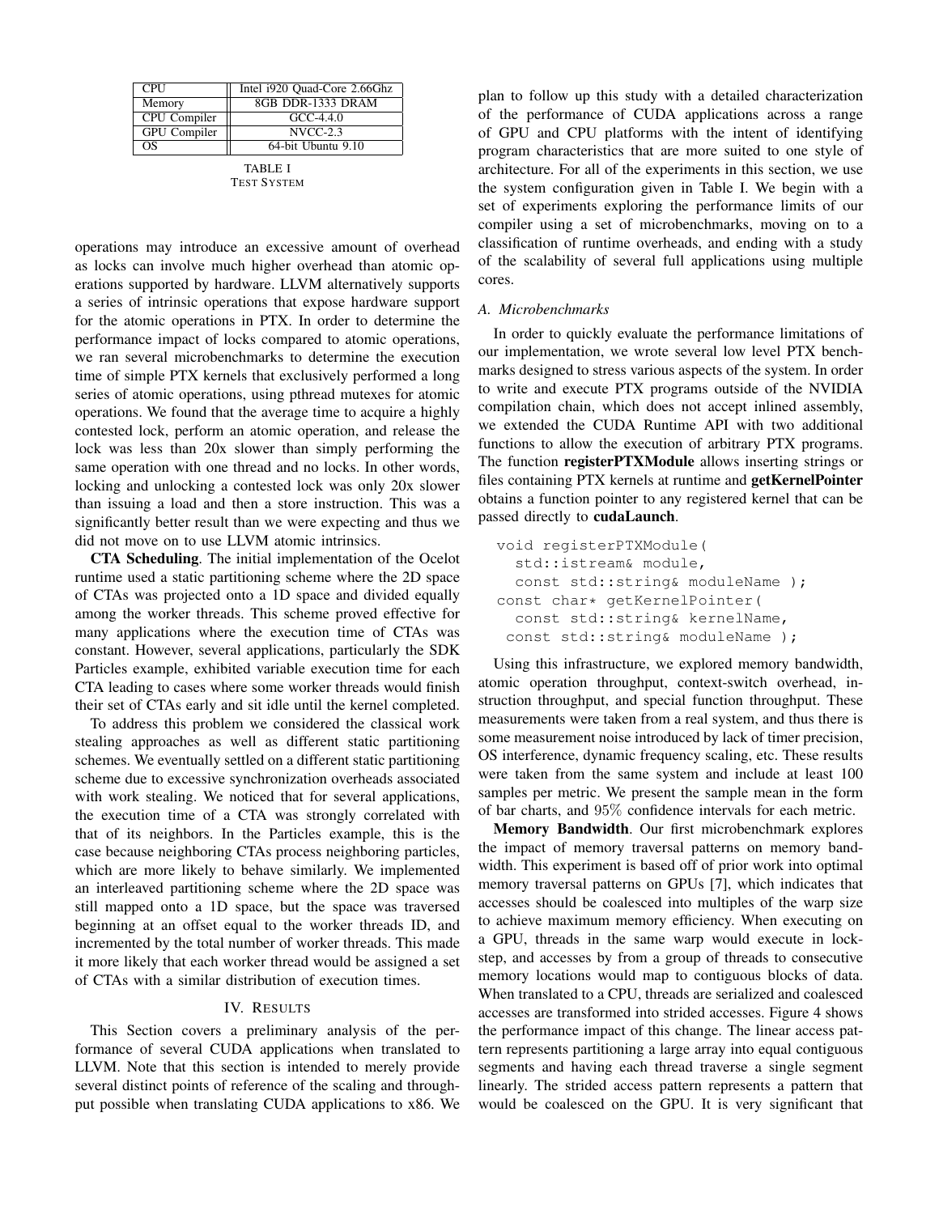| CPU | Intel i920 Quad-Core 2.66Ghz |
|---|---|
| Memory | 8GB DDR-1333 DRAM |
| CPU Compiler | GCC-4.4.0 |
| GPU Compiler | NVCC-2.3 |
| OS | 64-bit Ubuntu 9.10 |

TABLE I
TEST SYSTEM

operations may introduce an excessive amount of overhead as locks can involve much higher overhead than atomic operations supported by hardware. LLVM alternatively supports a series of intrinsic operations that expose hardware support for the atomic operations in PTX. In order to determine the performance impact of locks compared to atomic operations, we ran several microbenchmarks to determine the execution time of simple PTX kernels that exclusively performed a long series of atomic operations, using pthread mutexes for atomic operations. We found that the average time to acquire a highly contested lock, perform an atomic operation, and release the lock was less than 20x slower than simply performing the same operation with one thread and no locks. In other words, locking and unlocking a contested lock was only 20x slower than issuing a load and then a store instruction. This was a significantly better result than we were expecting and thus we did not move on to use LLVM atomic intrinsics.

**CTA Scheduling**. The initial implementation of the Ocelot runtime used a static partitioning scheme where the 2D space of CTAs was projected onto a 1D space and divided equally among the worker threads. This scheme proved effective for many applications where the execution time of CTAs was constant. However, several applications, particularly the SDK Particles example, exhibited variable execution time for each CTA leading to cases where some worker threads would finish their set of CTAs early and sit idle until the kernel completed.

To address this problem we considered the classical work stealing approaches as well as different static partitioning schemes. We eventually settled on a different static partitioning scheme due to excessive synchronization overheads associated with work stealing. We noticed that for several applications, the execution time of a CTA was strongly correlated with that of its neighbors. In the Particles example, this is the case because neighboring CTAs process neighboring particles, which are more likely to behave similarly. We implemented an interleaved partitioning scheme where the 2D space was still mapped onto a 1D space, but the space was traversed beginning at an offset equal to the worker threads ID, and incremented by the total number of worker threads. This made it more likely that each worker thread would be assigned a set of CTAs with a similar distribution of execution times.

## IV. RESULTS

This Section covers a preliminary analysis of the performance of several CUDA applications when translated to LLVM. Note that this section is intended to merely provide several distinct points of reference of the scaling and throughput possible when translating CUDA applications to x86. We plan to follow up this study with a detailed characterization of the performance of CUDA applications across a range of GPU and CPU platforms with the intent of identifying program characteristics that are more suited to one style of architecture. For all of the experiments in this section, we use the system configuration given in Table I. We begin with a set of experiments exploring the performance limits of our compiler using a set of microbenchmarks, moving on to a classification of runtime overheads, and ending with a study of the scalability of several full applications using multiple cores.

### A. Microbenchmarks

In order to quickly evaluate the performance limitations of our implementation, we wrote several low level PTX benchmarks designed to stress various aspects of the system. In order to write and execute PTX programs outside of the NVIDIA compilation chain, which does not accept inlined assembly, we extended the CUDA Runtime API with two additional functions to allow the execution of arbitrary PTX programs. The function **registerPTXModule** allows inserting strings or files containing PTX kernels at runtime and **getKernelPointer** obtains a function pointer to any registered kernel that can be passed directly to **cudaLaunch**.

```
void registerPTXModule(
  std::istream& module,
  const std::string& moduleName );
const char* getKernelPointer(
  const std::string& kernelName,
 const std::string& moduleName );
```

Using this infrastructure, we explored memory bandwidth, atomic operation throughput, context-switch overhead, instruction throughput, and special function throughput. These measurements were taken from a real system, and thus there is some measurement noise introduced by lack of timer precision, OS interference, dynamic frequency scaling, etc. These results were taken from the same system and include at least 100 samples per metric. We present the sample mean in the form of bar charts, and $95\%$ confidence intervals for each metric.

**Memory Bandwidth**. Our first microbenchmark explores the impact of memory traversal patterns on memory bandwidth. This experiment is based off of prior work into optimal memory traversal patterns on GPUs [7], which indicates that accesses should be coalesced into multiples of the warp size to achieve maximum memory efficiency. When executing on a GPU, threads in the same warp would execute in lock-step, and accesses by from a group of threads to consecutive memory locations would map to contiguous blocks of data. When translated to a CPU, threads are serialized and coalesced accesses are transformed into strided accesses. Figure 4 shows the performance impact of this change. The linear access pattern represents partitioning a large array into equal contiguous segments and having each thread traverse a single segment linearly. The strided access pattern represents a pattern that would be coalesced on the GPU. It is very significant that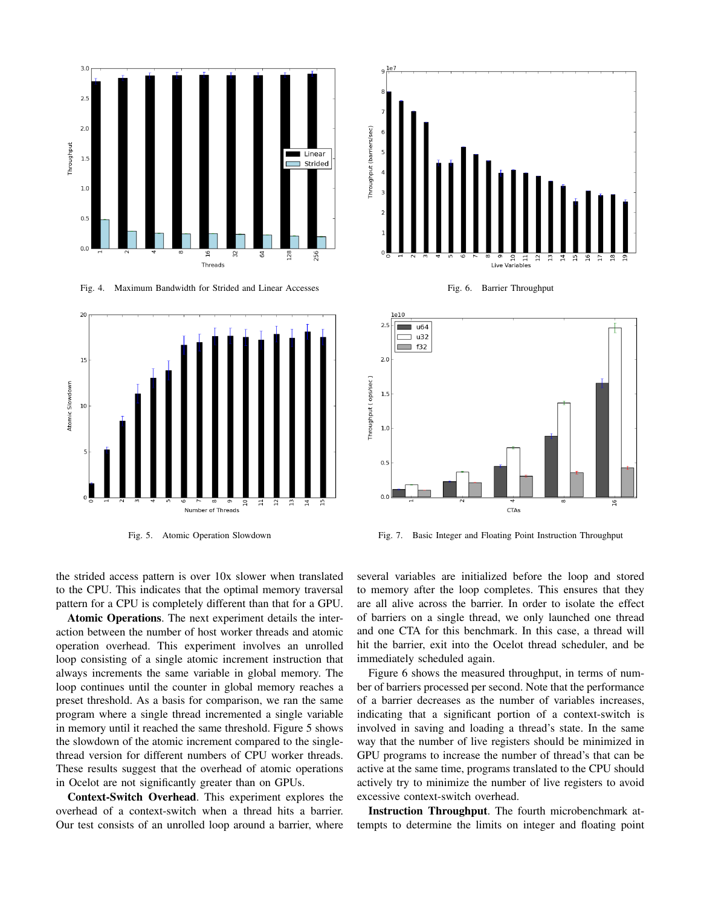Fig. 4. Maximum Bandwidth for Strided and Linear Accesses

Fig. 6. Barrier Throughput

Fig. 5. Atomic Operation Slowdown

Fig. 7. Basic Integer and Floating Point Instruction Throughput

the strided access pattern is over 10x slower when translated to the CPU. This indicates that the optimal memory traversal pattern for a CPU is completely different than that for a GPU.

**Atomic Operations**. The next experiment details the interaction between the number of host worker threads and atomic operation overhead. This experiment involves an unrolled loop consisting of a single atomic increment instruction that always increments the same variable in global memory. The loop continues until the counter in global memory reaches a preset threshold. As a basis for comparison, we ran the same program where a single thread incremented a single variable in memory until it reached the same threshold. Figure 5 shows the slowdown of the atomic increment compared to the single-thread version for different numbers of CPU worker threads. These results suggest that the overhead of atomic operations in Ocelot are not significantly greater than on GPUs.

**Context-Switch Overhead**. This experiment explores the overhead of a context-switch when a thread hits a barrier. Our test consists of an unrolled loop around a barrier, where several variables are initialized before the loop and stored to memory after the loop completes. This ensures that they are all alive across the barrier. In order to isolate the effect of barriers on a single thread, we only launched one thread and one CTA for this benchmark. In this case, a thread will hit the barrier, exit into the Ocelot thread scheduler, and be immediately scheduled again.

Figure 6 shows the measured throughput, in terms of number of barriers processed per second. Note that the performance of a barrier decreases as the number of variables increases, indicating that a significant portion of a context-switch is involved in saving and loading a thread's state. In the same way that the number of live registers should be minimized in GPU programs to increase the number of thread's that can be active at the same time, programs translated to the CPU should actively try to minimize the number of live registers to avoid excessive context-switch overhead.

**Instruction Throughput**. The fourth microbenchmark attempts to determine the limits on integer and floating point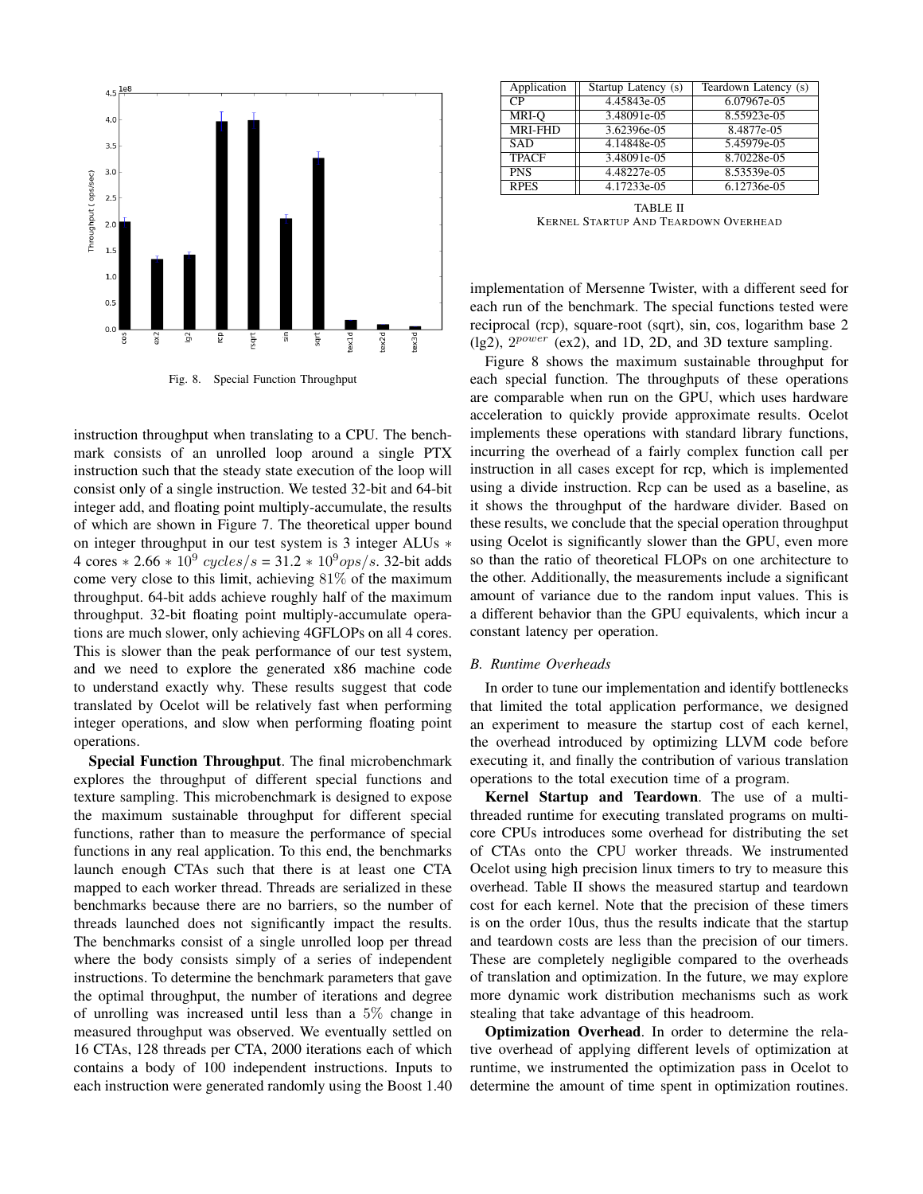Fig. 8. Special Function Throughput

instruction throughput when translating to a CPU. The benchmark consists of an unrolled loop around a single PTX instruction such that the steady state execution of the loop will consist only of a single instruction. We tested 32-bit and 64-bit integer add, and floating point multiply-accumulate, the results of which are shown in Figure 7. The theoretical upper bound on integer throughput in our test system is 3 integer ALUs $*$ 4 cores $* 2.66 * 10^9\ cycles/s = 31.2 * 10^9 ops/s$. 32-bit adds come very close to this limit, achieving $81\%$ of the maximum throughput. 64-bit adds achieve roughly half of the maximum throughput. 32-bit floating point multiply-accumulate operations are much slower, only achieving 4GFLOPs on all 4 cores. This is slower than the peak performance of our test system, and we need to explore the generated x86 machine code to understand exactly why. These results suggest that code translated by Ocelot will be relatively fast when performing integer operations, and slow when performing floating point operations.

**Special Function Throughput**. The final microbenchmark explores the throughput of different special functions and texture sampling. This microbenchmark is designed to expose the maximum sustainable throughput for different special functions, rather than to measure the performance of special functions in any real application. To this end, the benchmarks launch enough CTAs such that there is at least one CTA mapped to each worker thread. Threads are serialized in these benchmarks because there are no barriers, so the number of threads launched does not significantly impact the results. The benchmarks consist of a single unrolled loop per thread where the body consists simply of a series of independent instructions. To determine the benchmark parameters that gave the optimal throughput, the number of iterations and degree of unrolling was increased until less than a $5\%$ change in measured throughput was observed. We eventually settled on 16 CTAs, 128 threads per CTA, 2000 iterations each of which contains a body of 100 independent instructions. Inputs to each instruction were generated randomly using the Boost 1.40 implementation of Mersenne Twister, with a different seed for each run of the benchmark. The special functions tested were reciprocal (rcp), square-root (sqrt), sin, cos, logarithm base 2 (lg2), $2^{power}$ (ex2), and 1D, 2D, and 3D texture sampling.

| Application | Startup Latency (s) | Teardown Latency (s) |
|---|---|---|
| CP | 4.45843e-05 | 6.07967e-05 |
| MRI-Q | 3.48091e-05 | 8.55923e-05 |
| MRI-FHD | 3.62396e-05 | 8.4877e-05 |
| SAD | 4.14848e-05 | 5.45979e-05 |
| TPACF | 3.48091e-05 | 8.70228e-05 |
| PNS | 4.48227e-05 | 8.53539e-05 |
| RPES | 4.17233e-05 | 6.12736e-05 |

TABLE II
KERNEL STARTUP AND TEARDOWN OVERHEAD

Figure 8 shows the maximum sustainable throughput for each special function. The throughputs of these operations are comparable when run on the GPU, which uses hardware acceleration to quickly provide approximate results. Ocelot implements these operations with standard library functions, incurring the overhead of a fairly complex function call per instruction in all cases except for rcp, which is implemented using a divide instruction. Rcp can be used as a baseline, as it shows the throughput of the hardware divider. Based on these results, we conclude that the special operation throughput using Ocelot is significantly slower than the GPU, even more so than the ratio of theoretical FLOPs on one architecture to the other. Additionally, the measurements include a significant amount of variance due to the random input values. This is a different behavior than the GPU equivalents, which incur a constant latency per operation.

### *B. Runtime Overheads*

In order to tune our implementation and identify bottlenecks that limited the total application performance, we designed an experiment to measure the startup cost of each kernel, the overhead introduced by optimizing LLVM code before executing it, and finally the contribution of various translation operations to the total execution time of a program.

**Kernel Startup and Teardown**. The use of a multi-threaded runtime for executing translated programs on multi-core CPUs introduces some overhead for distributing the set of CTAs onto the CPU worker threads. We instrumented Ocelot using high precision linux timers to try to measure this overhead. Table II shows the measured startup and teardown cost for each kernel. Note that the precision of these timers is on the order 10us, thus the results indicate that the startup and teardown costs are less than the precision of our timers. These are completely negligible compared to the overheads of translation and optimization. In the future, we may explore more dynamic work distribution mechanisms such as work stealing that take advantage of this headroom.

**Optimization Overhead**. In order to determine the relative overhead of applying different levels of optimization at runtime, we instrumented the optimization pass in Ocelot to determine the amount of time spent in optimization routines.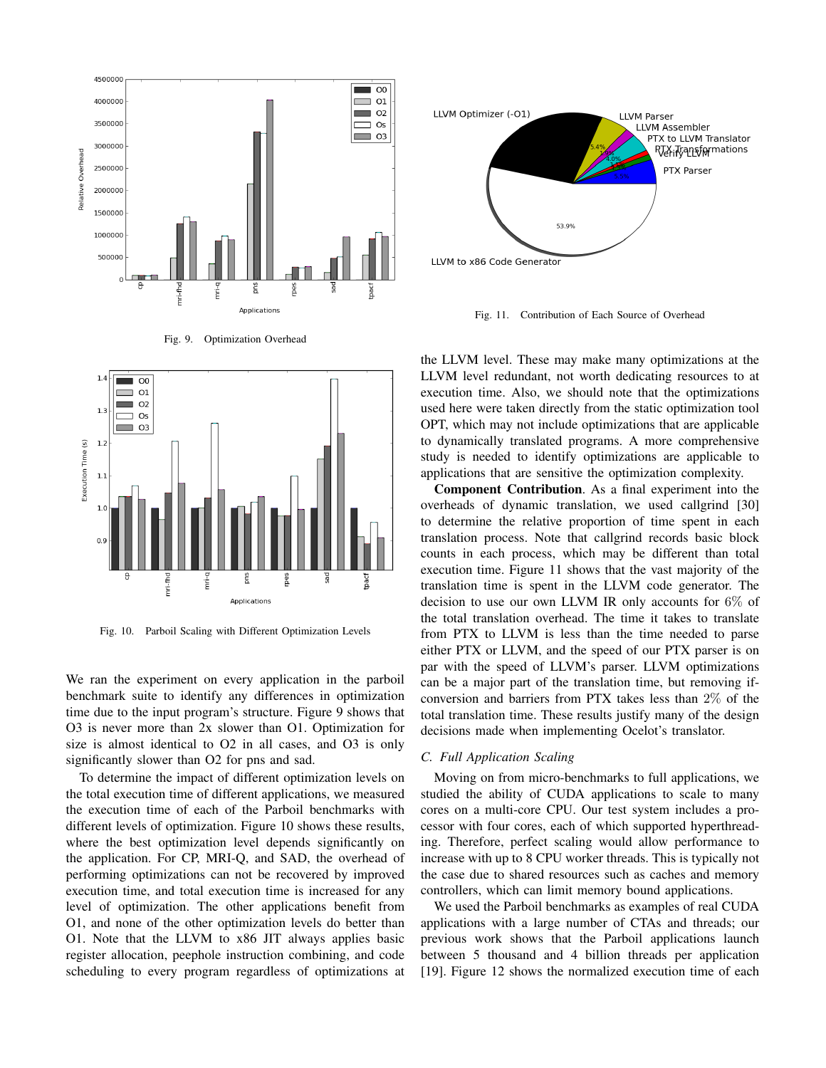Fig. 9. Optimization Overhead

Fig. 10. Parboil Scaling with Different Optimization Levels

We ran the experiment on every application in the parboil benchmark suite to identify any differences in optimization time due to the input program's structure. Figure 9 shows that O3 is never more than 2x slower than O1. Optimization for size is almost identical to O2 in all cases, and O3 is only significantly slower than O2 for pns and sad.

To determine the impact of different optimization levels on the total execution time of different applications, we measured the execution time of each of the Parboil benchmarks with different levels of optimization. Figure 10 shows these results, where the best optimization level depends significantly on the application. For CP, MRI-Q, and SAD, the overhead of performing optimizations can not be recovered by improved execution time, and total execution time is increased for any level of optimization. The other applications benefit from O1, and none of the other optimization levels do better than O1. Note that the LLVM to x86 JIT always applies basic register allocation, peephole instruction combining, and code scheduling to every program regardless of optimizations at the LLVM level. These may make many optimizations at the LLVM level redundant, not worth dedicating resources to at execution time. Also, we should note that the optimizations used here were taken directly from the static optimization tool OPT, which may not include optimizations that are applicable to dynamically translated programs. A more comprehensive study is needed to identify optimizations are applicable to applications that are sensitive the optimization complexity.

Fig. 11. Contribution of Each Source of Overhead

**Component Contribution**. As a final experiment into the overheads of dynamic translation, we used callgrind [30] to determine the relative proportion of time spent in each translation process. Note that callgrind records basic block counts in each process, which may be different than total execution time. Figure 11 shows that the vast majority of the translation time is spent in the LLVM code generator. The decision to use our own LLVM IR only accounts for 6% of the total translation overhead. The time it takes to translate from PTX to LLVM is less than the time needed to parse either PTX or LLVM, and the speed of our PTX parser is on par with the speed of LLVM's parser. LLVM optimizations can be a major part of the translation time, but removing if-conversion and barriers from PTX takes less than 2% of the total translation time. These results justify many of the design decisions made when implementing Ocelot's translator.

### C. Full Application Scaling

Moving on from micro-benchmarks to full applications, we studied the ability of CUDA applications to scale to many cores on a multi-core CPU. Our test system includes a processor with four cores, each of which supported hyperthreading. Therefore, perfect scaling would allow performance to increase with up to 8 CPU worker threads. This is typically not the case due to shared resources such as caches and memory controllers, which can limit memory bound applications.

We used the Parboil benchmarks as examples of real CUDA applications with a large number of CTAs and threads; our previous work shows that the Parboil applications launch between 5 thousand and 4 billion threads per application [19]. Figure 12 shows the normalized execution time of each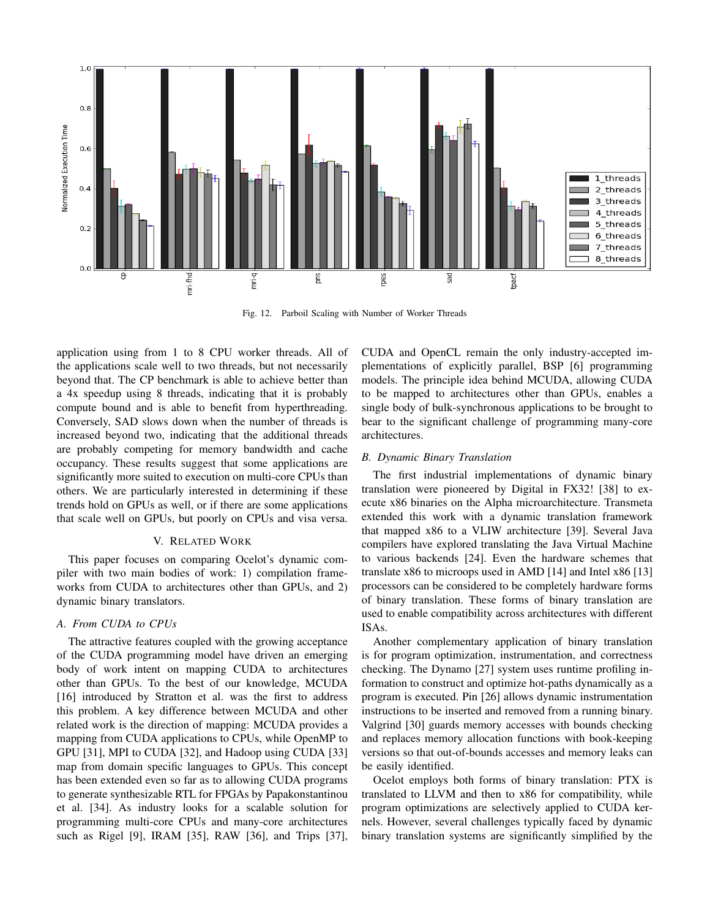Fig. 12. Parboil Scaling with Number of Worker Threads

application using from 1 to 8 CPU worker threads. All of the applications scale well to two threads, but not necessarily beyond that. The CP benchmark is able to achieve better than a 4x speedup using 8 threads, indicating that it is probably compute bound and is able to benefit from hyperthreading. Conversely, SAD slows down when the number of threads is increased beyond two, indicating that the additional threads are probably competing for memory bandwidth and cache occupancy. These results suggest that some applications are significantly more suited to execution on multi-core CPUs than others. We are particularly interested in determining if these trends hold on GPUs as well, or if there are some applications that scale well on GPUs, but poorly on CPUs and visa versa.

## V. Related Work

This paper focuses on comparing Ocelot's dynamic compiler with two main bodies of work: 1) compilation frameworks from CUDA to architectures other than GPUs, and 2) dynamic binary translators.

### A. From CUDA to CPUs

The attractive features coupled with the growing acceptance of the CUDA programming model have driven an emerging body of work intent on mapping CUDA to architectures other than GPUs. To the best of our knowledge, MCUDA [16] introduced by Stratton et al. was the first to address this problem. A key difference between MCUDA and other related work is the direction of mapping: MCUDA provides a mapping from CUDA applications to CPUs, while OpenMP to GPU [31], MPI to CUDA [32], and Hadoop using CUDA [33] map from domain specific languages to GPUs. This concept has been extended even so far as to allowing CUDA programs to generate synthesizable RTL for FPGAs by Papakonstantinou et al. [34]. As industry looks for a scalable solution for programming multi-core CPUs and many-core architectures such as Rigel [9], IRAM [35], RAW [36], and Trips [37], CUDA and OpenCL remain the only industry-accepted implementations of explicitly parallel, BSP [6] programming models. The principle idea behind MCUDA, allowing CUDA to be mapped to architectures other than GPUs, enables a single body of bulk-synchronous applications to be brought to bear to the significant challenge of programming many-core architectures.

### B. Dynamic Binary Translation

The first industrial implementations of dynamic binary translation were pioneered by Digital in FX32! [38] to execute x86 binaries on the Alpha microarchitecture. Transmeta extended this work with a dynamic translation framework that mapped x86 to a VLIW architecture [39]. Several Java compilers have explored translating the Java Virtual Machine to various backends [24]. Even the hardware schemes that translate x86 to microops used in AMD [14] and Intel x86 [13] processors can be considered to be completely hardware forms of binary translation. These forms of binary translation are used to enable compatibility across architectures with different ISAs.

Another complementary application of binary translation is for program optimization, instrumentation, and correctness checking. The Dynamo [27] system uses runtime profiling information to construct and optimize hot-paths dynamically as a program is executed. Pin [26] allows dynamic instrumentation instructions to be inserted and removed from a running binary. Valgrind [30] guards memory accesses with bounds checking and replaces memory allocation functions with book-keeping versions so that out-of-bounds accesses and memory leaks can be easily identified.

Ocelot employs both forms of binary translation: PTX is translated to LLVM and then to x86 for compatibility, while program optimizations are selectively applied to CUDA kernels. However, several challenges typically faced by dynamic binary translation systems are significantly simplified by the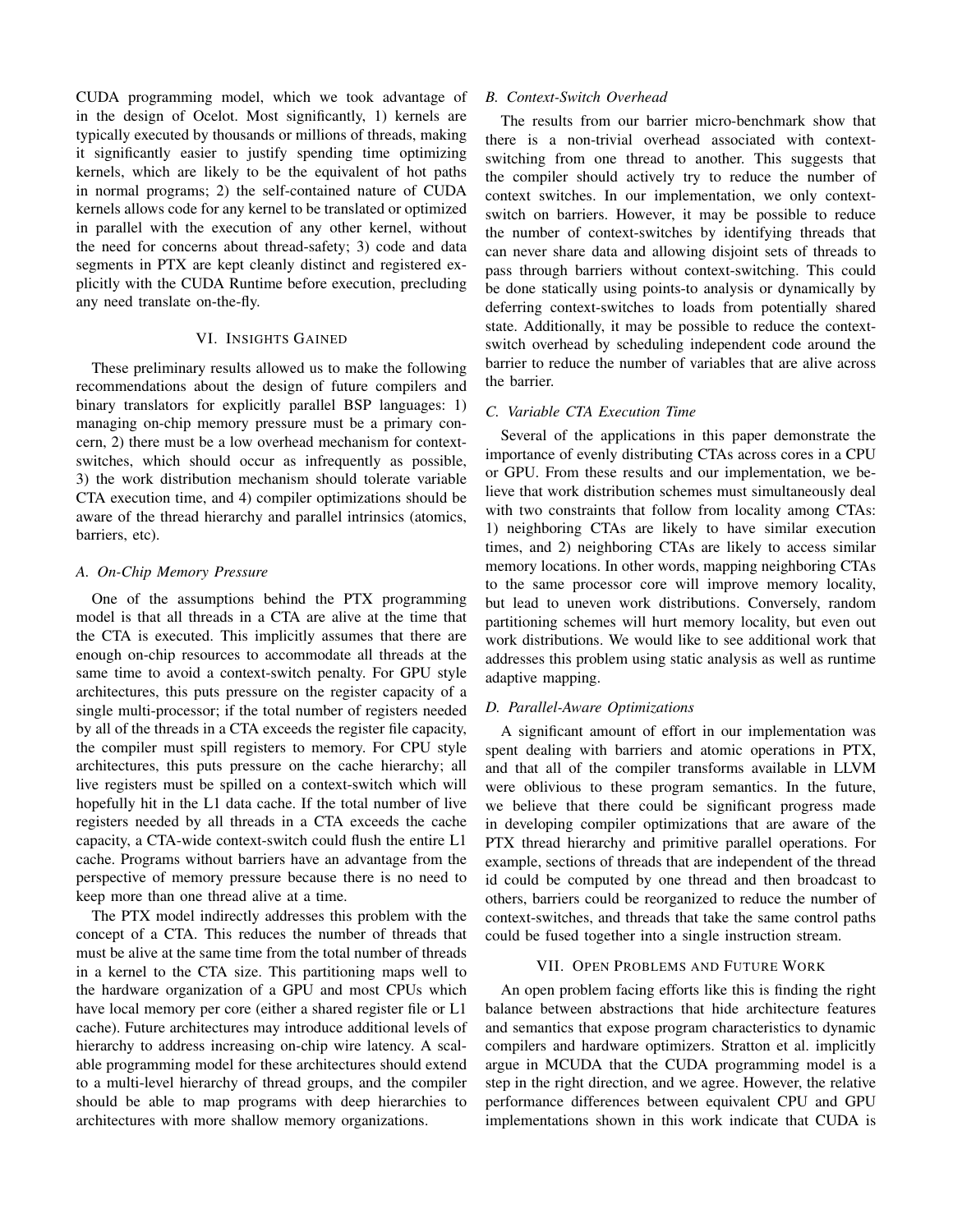CUDA programming model, which we took advantage of in the design of Ocelot. Most significantly, 1) kernels are typically executed by thousands or millions of threads, making it significantly easier to justify spending time optimizing kernels, which are likely to be the equivalent of hot paths in normal programs; 2) the self-contained nature of CUDA kernels allows code for any kernel to be translated or optimized in parallel with the execution of any other kernel, without the need for concerns about thread-safety; 3) code and data segments in PTX are kept cleanly distinct and registered explicitly with the CUDA Runtime before execution, precluding any need translate on-the-fly.

## VI. Insights Gained

These preliminary results allowed us to make the following recommendations about the design of future compilers and binary translators for explicitly parallel BSP languages: 1) managing on-chip memory pressure must be a primary concern, 2) there must be a low overhead mechanism for context-switches, which should occur as infrequently as possible, 3) the work distribution mechanism should tolerate variable CTA execution time, and 4) compiler optimizations should be aware of the thread hierarchy and parallel intrinsics (atomics, barriers, etc).

### *A. On-Chip Memory Pressure*

One of the assumptions behind the PTX programming model is that all threads in a CTA are alive at the time that the CTA is executed. This implicitly assumes that there are enough on-chip resources to accommodate all threads at the same time to avoid a context-switch penalty. For GPU style architectures, this puts pressure on the register capacity of a single multi-processor; if the total number of registers needed by all of the threads in a CTA exceeds the register file capacity, the compiler must spill registers to memory. For CPU style architectures, this puts pressure on the cache hierarchy; all live registers must be spilled on a context-switch which will hopefully hit in the L1 data cache. If the total number of live registers needed by all threads in a CTA exceeds the cache capacity, a CTA-wide context-switch could flush the entire L1 cache. Programs without barriers have an advantage from the perspective of memory pressure because there is no need to keep more than one thread alive at a time.

The PTX model indirectly addresses this problem with the concept of a CTA. This reduces the number of threads that must be alive at the same time from the total number of threads in a kernel to the CTA size. This partitioning maps well to the hardware organization of a GPU and most CPUs which have local memory per core (either a shared register file or L1 cache). Future architectures may introduce additional levels of hierarchy to address increasing on-chip wire latency. A scalable programming model for these architectures should extend to a multi-level hierarchy of thread groups, and the compiler should be able to map programs with deep hierarchies to architectures with more shallow memory organizations.

### *B. Context-Switch Overhead*

The results from our barrier micro-benchmark show that there is a non-trivial overhead associated with context-switching from one thread to another. This suggests that the compiler should actively try to reduce the number of context switches. In our implementation, we only context-switch on barriers. However, it may be possible to reduce the number of context-switches by identifying threads that can never share data and allowing disjoint sets of threads to pass through barriers without context-switching. This could be done statically using points-to analysis or dynamically by deferring context-switches to loads from potentially shared state. Additionally, it may be possible to reduce the context-switch overhead by scheduling independent code around the barrier to reduce the number of variables that are alive across the barrier.

### *C. Variable CTA Execution Time*

Several of the applications in this paper demonstrate the importance of evenly distributing CTAs across cores in a CPU or GPU. From these results and our implementation, we believe that work distribution schemes must simultaneously deal with two constraints that follow from locality among CTAs: 1) neighboring CTAs are likely to have similar execution times, and 2) neighboring CTAs are likely to access similar memory locations. In other words, mapping neighboring CTAs to the same processor core will improve memory locality, but lead to uneven work distributions. Conversely, random partitioning schemes will hurt memory locality, but even out work distributions. We would like to see additional work that addresses this problem using static analysis as well as runtime adaptive mapping.

### *D. Parallel-Aware Optimizations*

A significant amount of effort in our implementation was spent dealing with barriers and atomic operations in PTX, and that all of the compiler transforms available in LLVM were oblivious to these program semantics. In the future, we believe that there could be significant progress made in developing compiler optimizations that are aware of the PTX thread hierarchy and primitive parallel operations. For example, sections of threads that are independent of the thread id could be computed by one thread and then broadcast to others, barriers could be reorganized to reduce the number of context-switches, and threads that take the same control paths could be fused together into a single instruction stream.

## VII. Open Problems and Future Work

An open problem facing efforts like this is finding the right balance between abstractions that hide architecture features and semantics that expose program characteristics to dynamic compilers and hardware optimizers. Stratton et al. implicitly argue in MCUDA that the CUDA programming model is a step in the right direction, and we agree. However, the relative performance differences between equivalent CPU and GPU implementations shown in this work indicate that CUDA is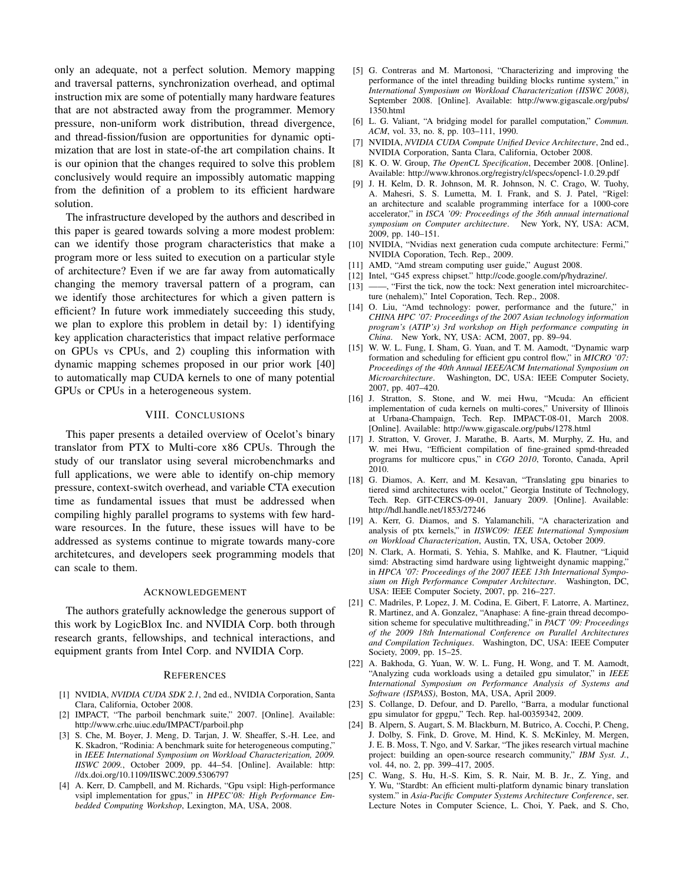only an adequate, not a perfect solution. Memory mapping and traversal patterns, synchronization overhead, and optimal instruction mix are some of potentially many hardware features that are not abstracted away from the programmer. Memory pressure, non-uniform work distribution, thread divergence, and thread-fission/fusion are opportunities for dynamic optimization that are lost in state-of-the art compilation chains. It is our opinion that the changes required to solve this problem conclusively would require an impossibly automatic mapping from the definition of a problem to its efficient hardware solution.

The infrastructure developed by the authors and described in this paper is geared towards solving a more modest problem: can we identify those program characteristics that make a program more or less suited to execution on a particular style of architecture? Even if we are far away from automatically changing the memory traversal pattern of a program, can we identify those architectures for which a given pattern is efficient? In future work immediately succeeding this study, we plan to explore this problem in detail by: 1) identifying key application characteristics that impact relative performace on GPUs vs CPUs, and 2) coupling this information with dynamic mapping schemes proposed in our prior work [40] to automatically map CUDA kernels to one of many potential GPUs or CPUs in a heterogeneous system.

## VIII. Conclusions

This paper presents a detailed overview of Ocelot's binary translator from PTX to Multi-core x86 CPUs. Through the study of our translator using several microbenchmarks and full applications, we were able to identify on-chip memory pressure, context-switch overhead, and variable CTA execution time as fundamental issues that must be addressed when compiling highly parallel programs to systems with few hardware resources. In the future, these issues will have to be addressed as systems continue to migrate towards many-core architetcures, and developers seek programming models that can scale to them.

## Acknowledgement

The authors gratefully acknowledge the generous support of this work by LogicBlox Inc. and NVIDIA Corp. both through research grants, fellowships, and technical interactions, and equipment grants from Intel Corp. and NVIDIA Corp.

## References

[1] NVIDIA, *NVIDIA CUDA SDK 2.1*, 2nd ed., NVIDIA Corporation, Santa Clara, California, October 2008.

[2] IMPACT, "The parboil benchmark suite," 2007. [Online]. Available: http://www.crhc.uiuc.edu/IMPACT/parboil.php

[3] S. Che, M. Boyer, J. Meng, D. Tarjan, J. W. Sheaffer, S.-H. Lee, and K. Skadron, "Rodinia: A benchmark suite for heterogeneous computing," in *IEEE International Symposium on Workload Characterization, 2009. IISWC 2009.*, October 2009, pp. 44–54. [Online]. Available: http://dx.doi.org/10.1109/IISWC.2009.5306797

[4] A. Kerr, D. Campbell, and M. Richards, "Gpu vsipl: High-performance vsipl implementation for gpus," in *HPEC'08: High Performance Embedded Computing Workshop*, Lexington, MA, USA, 2008.

[5] G. Contreras and M. Martonosi, "Characterizing and improving the performance of the intel threading building blocks runtime system," in *International Symposium on Workload Characterization (IISWC 2008)*, September 2008. [Online]. Available: http://www.gigascale.org/pubs/1350.html

[6] L. G. Valiant, "A bridging model for parallel computation," *Commun. ACM*, vol. 33, no. 8, pp. 103–111, 1990.

[7] NVIDIA, *NVIDIA CUDA Compute Unified Device Architecture*, 2nd ed., NVIDIA Corporation, Santa Clara, California, October 2008.

[8] K. O. W. Group, *The OpenCL Specification*, December 2008. [Online]. Available: http://www.khronos.org/registry/cl/specs/opencl-1.0.29.pdf

[9] J. H. Kelm, D. R. Johnson, M. R. Johnson, N. C. Crago, W. Tuohy, A. Mahesri, S. S. Lumetta, M. I. Frank, and S. J. Patel, "Rigel: an architecture and scalable programming interface for a 1000-core accelerator," in *ISCA '09: Proceedings of the 36th annual international symposium on Computer architecture*. New York, NY, USA: ACM, 2009, pp. 140–151.

[10] NVIDIA, "Nvidias next generation cuda compute architecture: Fermi," NVIDIA Coporation, Tech. Rep., 2009.

[11] AMD, "Amd stream computing user guide," August 2008.

[12] Intel, "G45 express chipset." http://code.google.com/p/hydrazine/.

[13] ——, "First the tick, now the tock: Next generation intel microarchitecture (nehalem)," Intel Coporation, Tech. Rep., 2008.

[14] O. Liu, "Amd technology: power, performance and the future," in *CHINA HPC '07: Proceedings of the 2007 Asian technology information program's (ATIP's) 3rd workshop on High performance computing in China*. New York, NY, USA: ACM, 2007, pp. 89–94.

[15] W. W. L. Fung, I. Sham, G. Yuan, and T. M. Aamodt, "Dynamic warp formation and scheduling for efficient gpu control flow," in *MICRO '07: Proceedings of the 40th Annual IEEE/ACM International Symposium on Microarchitecture*. Washington, DC, USA: IEEE Computer Society, 2007, pp. 407–420.

[16] J. Stratton, S. Stone, and W. mei Hwu, "Mcuda: An efficient implementation of cuda kernels on multi-cores," University of Illinois at Urbana-Champaign, Tech. Rep. IMPACT-08-01, March 2008. [Online]. Available: http://www.gigascale.org/pubs/1278.html

[17] J. Stratton, V. Grover, J. Marathe, B. Aarts, M. Murphy, Z. Hu, and W. mei Hwu, "Efficient compilation of fine-grained spmd-threaded programs for multicore cpus," in *CGO 2010*, Toronto, Canada, April 2010.

[18] G. Diamos, A. Kerr, and M. Kesavan, "Translating gpu binaries to tiered simd architectures with ocelot," Georgia Institute of Technology, Tech. Rep. GIT-CERCS-09-01, January 2009. [Online]. Available: http://hdl.handle.net/1853/27246

[19] A. Kerr, G. Diamos, and S. Yalamanchili, "A characterization and analysis of ptx kernels," in *IISWC09: IEEE International Symposium on Workload Characterization*, Austin, TX, USA, October 2009.

[20] N. Clark, A. Hormati, S. Yehia, S. Mahlke, and K. Flautner, "Liquid simd: Abstracting simd hardware using lightweight dynamic mapping," in *HPCA '07: Proceedings of the 2007 IEEE 13th International Symposium on High Performance Computer Architecture*. Washington, DC, USA: IEEE Computer Society, 2007, pp. 216–227.

[21] C. Madriles, P. Lopez, J. M. Codina, E. Gibert, F. Latorre, A. Martinez, R. Martinez, and A. Gonzalez, "Anaphase: A fine-grain thread decomposition scheme for speculative multithreading," in *PACT '09: Proceedings of the 2009 18th International Conference on Parallel Architectures and Compilation Techniques*. Washington, DC, USA: IEEE Computer Society, 2009, pp. 15–25.

[22] A. Bakhoda, G. Yuan, W. W. L. Fung, H. Wong, and T. M. Aamodt, "Analyzing cuda workloads using a detailed gpu simulator," in *IEEE International Symposium on Performance Analysis of Systems and Software (ISPASS)*, Boston, MA, USA, April 2009.

[23] S. Collange, D. Defour, and D. Parello, "Barra, a modular functional gpu simulator for gpgpu," Tech. Rep. hal-00359342, 2009.

[24] B. Alpern, S. Augart, S. M. Blackburn, M. Butrico, A. Cocchi, P. Cheng, J. Dolby, S. Fink, D. Grove, M. Hind, K. S. McKinley, M. Mergen, J. E. B. Moss, T. Ngo, and V. Sarkar, "The jikes research virtual machine project: building an open-source research community," *IBM Syst. J.*, vol. 44, no. 2, pp. 399–417, 2005.

[25] C. Wang, S. Hu, H.-S. Kim, S. R. Nair, M. B. Jr., Z. Ying, and Y. Wu, "Stardbt: An efficient multi-platform dynamic binary translation system." in *Asia-Pacific Computer Systems Architecture Conference*, ser. Lecture Notes in Computer Science, L. Choi, Y. Paek, and S. Cho,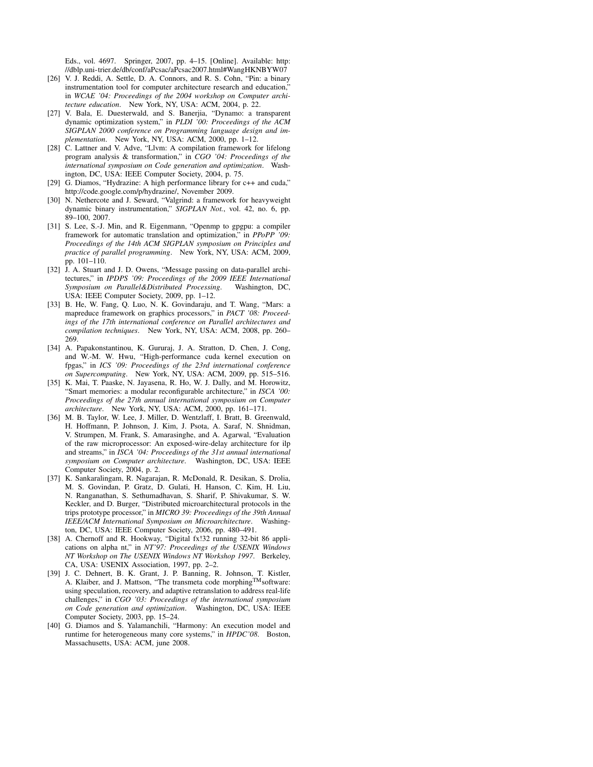Eds., vol. 4697. Springer, 2007, pp. 4–15. [Online]. Available: http://dblp.uni-trier.de/db/conf/aPcsac/aPcsac2007.html#WangHKNBYW07

[26] V. J. Reddi, A. Settle, D. A. Connors, and R. S. Cohn, "Pin: a binary instrumentation tool for computer architecture research and education," in *WCAE '04: Proceedings of the 2004 workshop on Computer architecture education*. New York, NY, USA: ACM, 2004, p. 22.

[27] V. Bala, E. Duesterwald, and S. Banerjia, "Dynamo: a transparent dynamic optimization system," in *PLDI '00: Proceedings of the ACM SIGPLAN 2000 conference on Programming language design and implementation*. New York, NY, USA: ACM, 2000, pp. 1–12.

[28] C. Lattner and V. Adve, "Llvm: A compilation framework for lifelong program analysis & transformation," in *CGO '04: Proceedings of the international symposium on Code generation and optimization*. Washington, DC, USA: IEEE Computer Society, 2004, p. 75.

[29] G. Diamos, "Hydrazine: A high performance library for c++ and cuda," http://code.google.com/p/hydrazine/, November 2009.

[30] N. Nethercote and J. Seward, "Valgrind: a framework for heavyweight dynamic binary instrumentation," *SIGPLAN Not.*, vol. 42, no. 6, pp. 89–100, 2007.

[31] S. Lee, S.-J. Min, and R. Eigenmann, "Openmp to gpgpu: a compiler framework for automatic translation and optimization," in *PPoPP '09: Proceedings of the 14th ACM SIGPLAN symposium on Principles and practice of parallel programming*. New York, NY, USA: ACM, 2009, pp. 101–110.

[32] J. A. Stuart and J. D. Owens, "Message passing on data-parallel architectures," in *IPDPS '09: Proceedings of the 2009 IEEE International Symposium on Parallel&Distributed Processing*. Washington, DC, USA: IEEE Computer Society, 2009, pp. 1–12.

[33] B. He, W. Fang, Q. Luo, N. K. Govindaraju, and T. Wang, "Mars: a mapreduce framework on graphics processors," in *PACT '08: Proceedings of the 17th international conference on Parallel architectures and compilation techniques*. New York, NY, USA: ACM, 2008, pp. 260–269.

[34] A. Papakonstantinou, K. Gururaj, J. A. Stratton, D. Chen, J. Cong, and W.-M. W. Hwu, "High-performance cuda kernel execution on fpgas," in *ICS '09: Proceedings of the 23rd international conference on Supercomputing*. New York, NY, USA: ACM, 2009, pp. 515–516.

[35] K. Mai, T. Paaske, N. Jayasena, R. Ho, W. J. Dally, and M. Horowitz, "Smart memories: a modular reconfigurable architecture," in *ISCA '00: Proceedings of the 27th annual international symposium on Computer architecture*. New York, NY, USA: ACM, 2000, pp. 161–171.

[36] M. B. Taylor, W. Lee, J. Miller, D. Wentzlaff, I. Bratt, B. Greenwald, H. Hoffmann, P. Johnson, J. Kim, J. Psota, A. Saraf, N. Shnidman, V. Strumpen, M. Frank, S. Amarasinghe, and A. Agarwal, "Evaluation of the raw microprocessor: An exposed-wire-delay architecture for ilp and streams," in *ISCA '04: Proceedings of the 31st annual international symposium on Computer architecture*. Washington, DC, USA: IEEE Computer Society, 2004, p. 2.

[37] K. Sankaralingam, R. Nagarajan, R. McDonald, R. Desikan, S. Drolia, M. S. Govindan, P. Gratz, D. Gulati, H. Hanson, C. Kim, H. Liu, N. Ranganathan, S. Sethumadhavan, S. Sharif, P. Shivakumar, S. W. Keckler, and D. Burger, "Distributed microarchitectural protocols in the trips prototype processor," in *MICRO 39: Proceedings of the 39th Annual IEEE/ACM International Symposium on Microarchitecture*. Washington, DC, USA: IEEE Computer Society, 2006, pp. 480–491.

[38] A. Chernoff and R. Hookway, "Digital fx!32 running 32-bit 86 applications on alpha nt," in *NT'97: Proceedings of the USENIX Windows NT Workshop on The USENIX Windows NT Workshop 1997*. Berkeley, CA, USA: USENIX Association, 1997, pp. 2–2.

[39] J. C. Dehnert, B. K. Grant, J. P. Banning, R. Johnson, T. Kistler, A. Klaiber, and J. Mattson, "The transmeta code morphing™ software: using speculation, recovery, and adaptive retranslation to address real-life challenges," in *CGO '03: Proceedings of the international symposium on Code generation and optimization*. Washington, DC, USA: IEEE Computer Society, 2003, pp. 15–24.

[40] G. Diamos and S. Yalamanchili, "Harmony: An execution model and runtime for heterogeneous many core systems," in *HPDC'08*. Boston, Massachusetts, USA: ACM, june 2008.